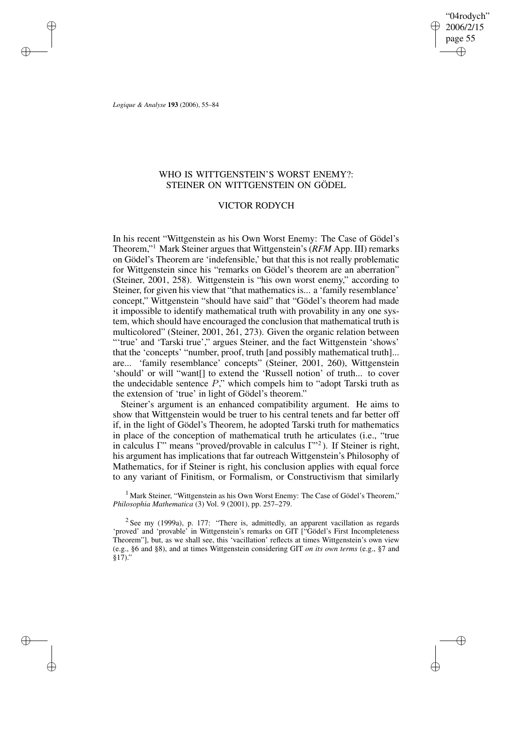# WHO IS WITTGENSTEIN'S WORST ENEMY?: STEINER ON WITTGENSTEIN ON GÖDEL

## VICTOR RODYCH

In his recent "Wittgenstein as his Own Worst Enemy: The Case of Gödel's Theorem,"[1] Mark Steiner argues that Wittgenstein's (*RFM* App. III) remarks on Gödel's Theorem are 'indefensible,' but that this is not really problematic for Wittgenstein since his "remarks on Gödel's theorem are an aberration" (Steiner, 2001, 258). Wittgenstein is "his own worst enemy," according to Steiner, for given his view that "that mathematics is... a 'family resemblance' concept," Wittgenstein "should have said" that "Gödel's theorem had made it impossible to identify mathematical truth with provability in any one system, which should have encouraged the conclusion that mathematical truth is multicolored" (Steiner, 2001, 261, 273). Given the organic relation between "'true' and 'Tarski true'," argues Steiner, and the fact Wittgenstein 'shows' that the 'concepts' "number, proof, truth [and possibly mathematical truth]... are... 'family resemblance' concepts" (Steiner, 2001, 260), Wittgenstein 'should' or will "want[] to extend the 'Russell notion' of truth... to cover the undecidable sentence $P$," which compels him to "adopt Tarski truth as the extension of 'true' in light of Gödel's theorem."

Steiner's argument is an enhanced compatibility argument. He aims to show that Wittgenstein would be truer to his central tenets and far better off if, in the light of Gödel's Theorem, he adopted Tarski truth for mathematics in place of the conception of mathematical truth he articulates (i.e., "true in calculus $\Gamma$" means "proved/provable in calculus $\Gamma$"[2]). If Steiner is right, his argument has implications that far outreach Wittgenstein's Philosophy of Mathematics, for if Steiner is right, his conclusion applies with equal force to any variant of Finitism, or Formalism, or Constructivism that similarly

[1] Mark Steiner, "Wittgenstein as his Own Worst Enemy: The Case of Gödel's Theorem," *Philosophia Mathematica* (3) Vol. 9 (2001), pp. 257–279.

[2] See my (1999a), p. 177: "There is, admittedly, an apparent vacillation as regards 'proved' and 'provable' in Wittgenstein's remarks on GIT ["Gödel's First Incompleteness Theorem"], but, as we shall see, this 'vacillation' reflects at times Wittgenstein's own view (e.g., §6 and §8), and at times Wittgenstein considering GIT *on its own terms* (e.g., §7 and §17)."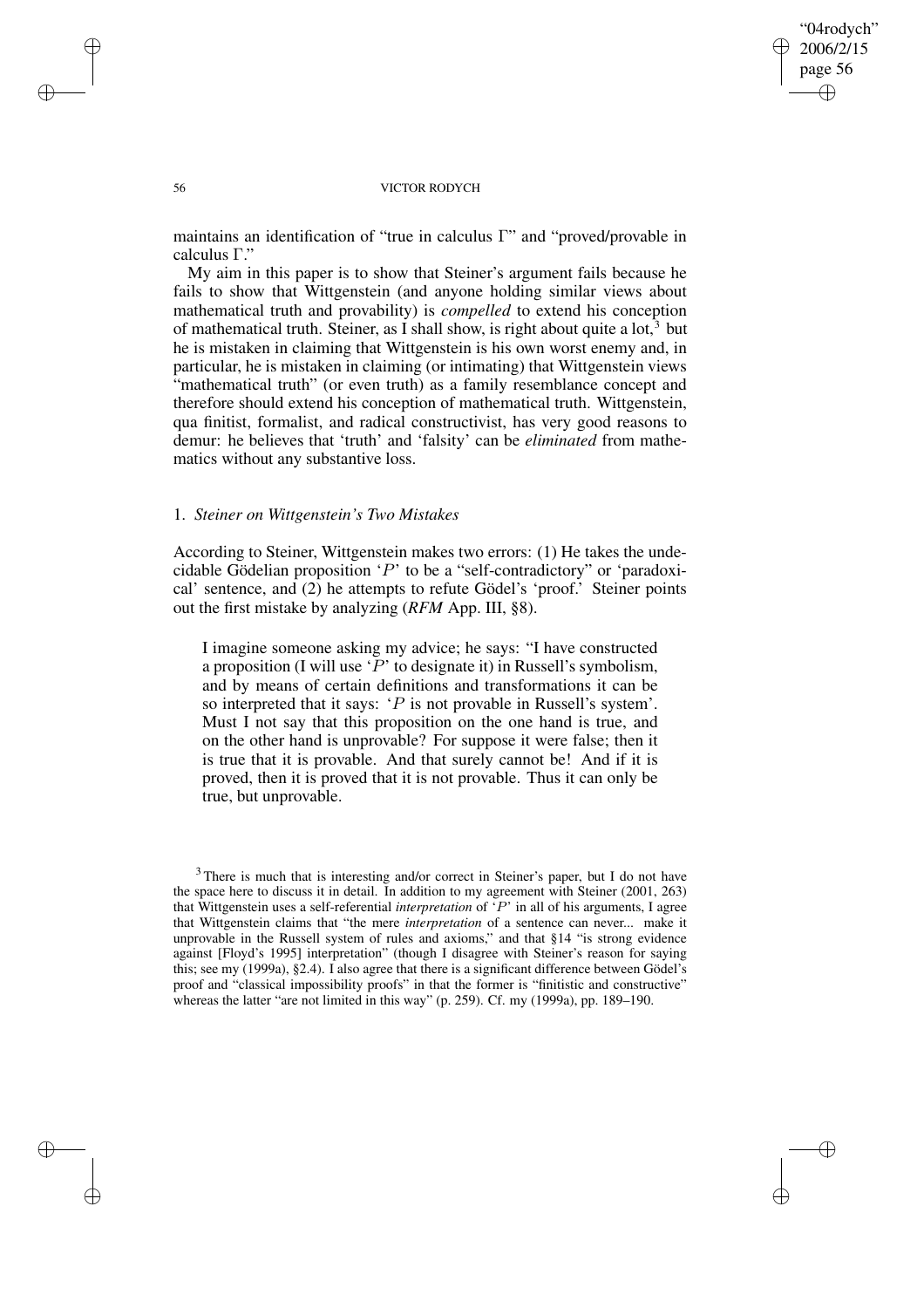maintains an identification of "true in calculus Γ" and "proved/provable in calculus Γ."

My aim in this paper is to show that Steiner's argument fails because he fails to show that Wittgenstein (and anyone holding similar views about mathematical truth and provability) is *compelled* to extend his conception of mathematical truth. Steiner, as I shall show, is right about quite a lot,[3] but he is mistaken in claiming that Wittgenstein is his own worst enemy and, in particular, he is mistaken in claiming (or intimating) that Wittgenstein views "mathematical truth" (or even truth) as a family resemblance concept and therefore should extend his conception of mathematical truth. Wittgenstein, qua finitist, formalist, and radical constructivist, has very good reasons to demur: he believes that 'truth' and 'falsity' can be *eliminated* from mathematics without any substantive loss.

## 1. *Steiner on Wittgenstein's Two Mistakes*

According to Steiner, Wittgenstein makes two errors: (1) He takes the undecidable Gödelian proposition '$P$' to be a "self-contradictory" or 'paradoxical' sentence, and (2) he attempts to refute Gödel's 'proof.' Steiner points out the first mistake by analyzing (*RFM* App. III, §8).

> I imagine someone asking my advice; he says: "I have constructed a proposition (I will use '$P$' to designate it) in Russell's symbolism, and by means of certain definitions and transformations it can be so interpreted that it says: '$P$ is not provable in Russell's system'. Must I not say that this proposition on the one hand is true, and on the other hand is unprovable? For suppose it were false; then it is true that it is provable. And that surely cannot be! And if it is proved, then it is proved that it is not provable. Thus it can only be true, but unprovable.

[3] There is much that is interesting and/or correct in Steiner's paper, but I do not have the space here to discuss it in detail. In addition to my agreement with Steiner (2001, 263) that Wittgenstein uses a self-referential *interpretation* of '$P$' in all of his arguments, I agree that Wittgenstein claims that "the mere *interpretation* of a sentence can never... make it unprovable in the Russell system of rules and axioms," and that §14 "is strong evidence against [Floyd's 1995] interpretation" (though I disagree with Steiner's reason for saying this; see my (1999a), §2.4). I also agree that there is a significant difference between Gödel's proof and "classical impossibility proofs" in that the former is "finitistic and constructive" whereas the latter "are not limited in this way" (p. 259). Cf. my (1999a), pp. 189–190.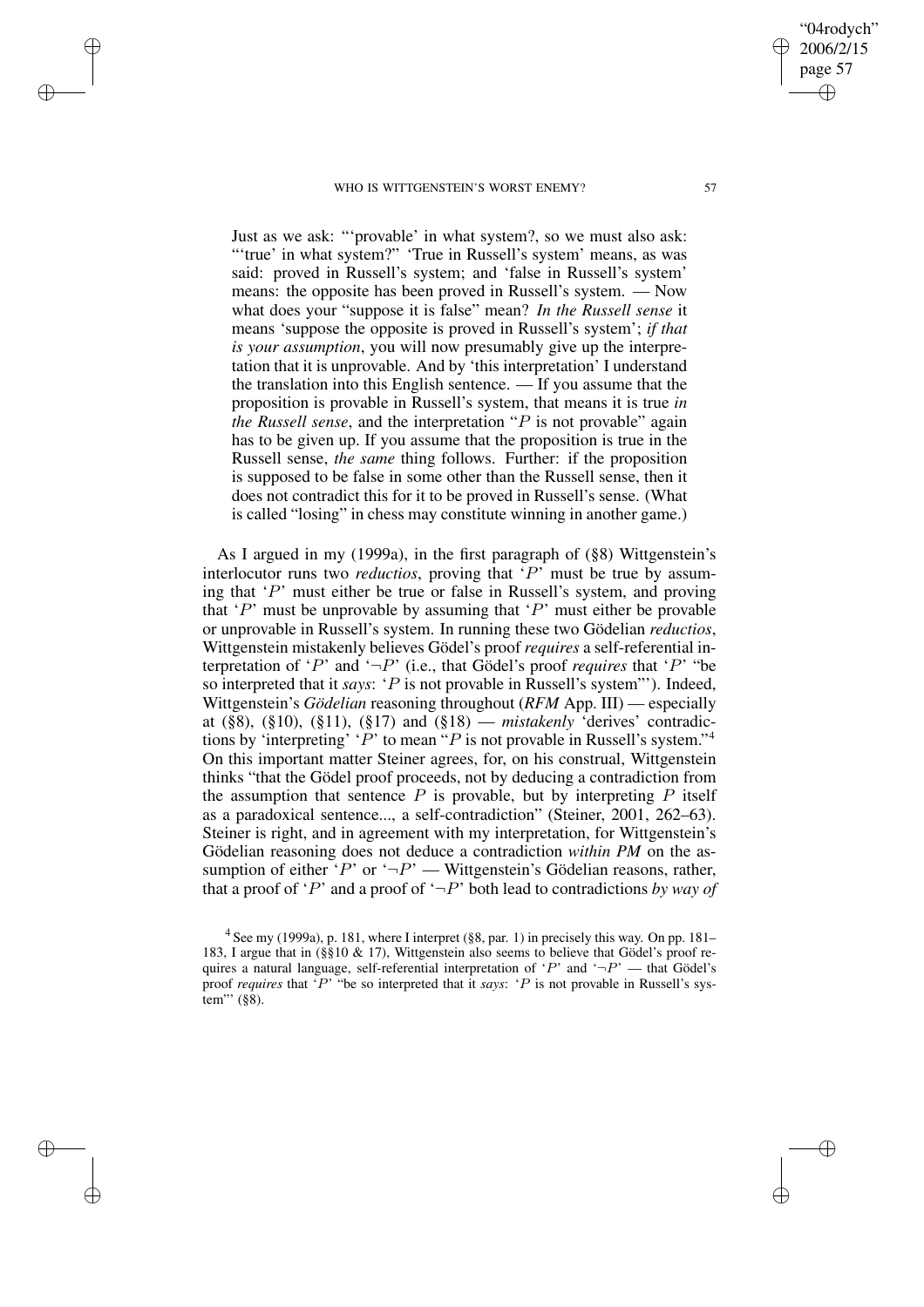> Just as we ask: "'provable' in what system?, so we must also ask: "'true' in what system?" 'True in Russell's system' means, as was said: proved in Russell's system; and 'false in Russell's system' means: the opposite has been proved in Russell's system. — Now what does your "suppose it is false" mean? *In the Russell sense* it means 'suppose the opposite is proved in Russell's system'; *if that is your assumption*, you will now presumably give up the interpretation that it is unprovable. And by 'this interpretation' I understand the translation into this English sentence. — If you assume that the proposition is provable in Russell's system, that means it is true *in the Russell sense*, and the interpretation "$P$ is not provable" again has to be given up. If you assume that the proposition is true in the Russell sense, *the same* thing follows. Further: if the proposition is supposed to be false in some other than the Russell sense, then it does not contradict this for it to be proved in Russell's sense. (What is called "losing" in chess may constitute winning in another game.)

As I argued in my (1999a), in the first paragraph of (§8) Wittgenstein's interlocutor runs two *reductios*, proving that '$P$' must be true by assuming that '$P$' must either be true or false in Russell's system, and proving that '$P$' must be unprovable by assuming that '$P$' must either be provable or unprovable in Russell's system. In running these two Gödelian *reductios*, Wittgenstein mistakenly believes Gödel's proof *requires* a self-referential interpretation of '$P$' and '$\neg P$' (i.e., that Gödel's proof *requires* that '$P$' "be so interpreted that it *says*: '$P$ is not provable in Russell's system"'). Indeed, Wittgenstein's *Gödelian* reasoning throughout (*RFM* App. III) — especially at (§8), (§10), (§11), (§17) and (§18) — *mistakenly* 'derives' contradictions by 'interpreting' '$P$' to mean "$P$ is not provable in Russell's system."[4] On this important matter Steiner agrees, for, on his construal, Wittgenstein thinks "that the Gödel proof proceeds, not by deducing a contradiction from the assumption that sentence $P$ is provable, but by interpreting $P$ itself as a paradoxical sentence..., a self-contradiction" (Steiner, 2001, 262–63). Steiner is right, and in agreement with my interpretation, for Wittgenstein's Gödelian reasoning does not deduce a contradiction *within PM* on the assumption of either '$P$' or '$\neg P$' — Wittgenstein's Gödelian reasons, rather, that a proof of '$P$' and a proof of '$\neg P$' both lead to contradictions *by way of*

[4] See my (1999a), p. 181, where I interpret (§8, par. 1) in precisely this way. On pp. 181–183, I argue that in (§§10 & 17), Wittgenstein also seems to believe that Gödel's proof requires a natural language, self-referential interpretation of '$P$' and '$\neg P$' — that Gödel's proof *requires* that '$P$' "be so interpreted that it *says*: '$P$ is not provable in Russell's system"' (§8).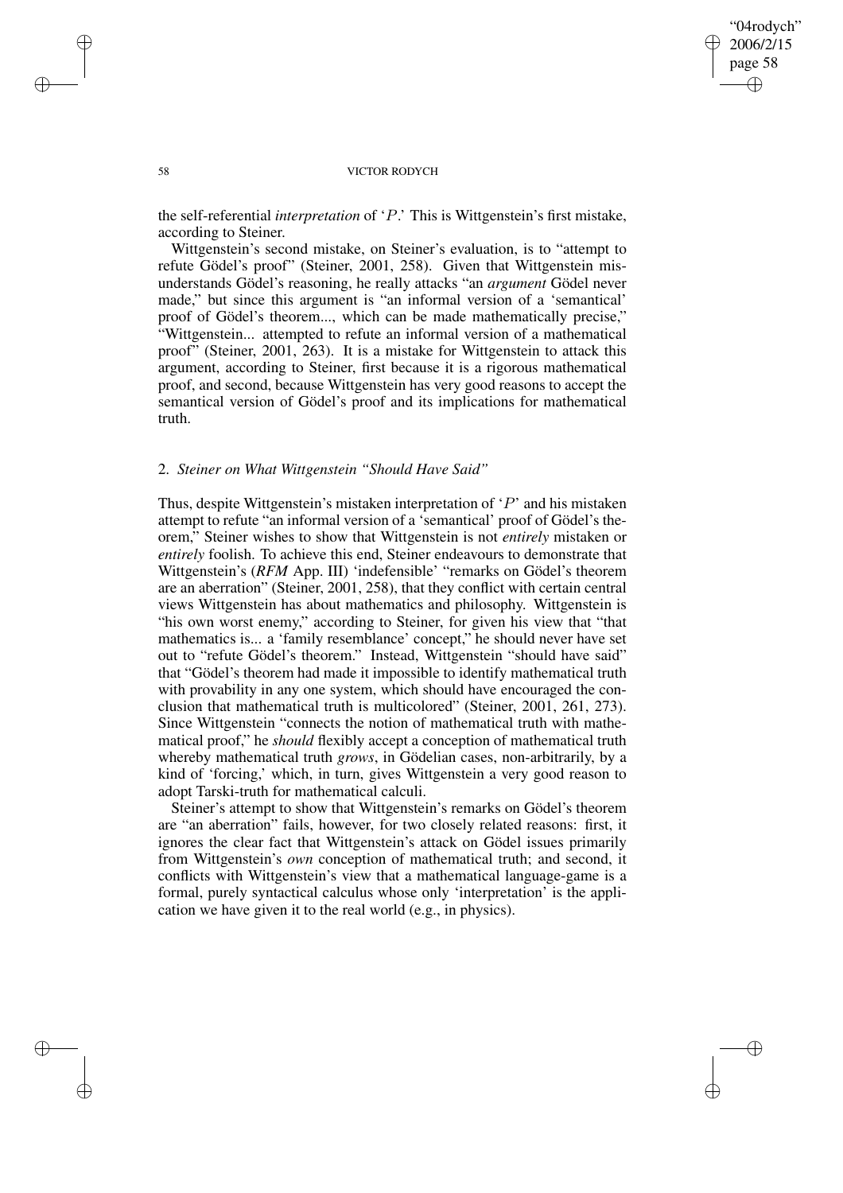the self-referential *interpretation* of '$P$.' This is Wittgenstein's first mistake, according to Steiner.

Wittgenstein's second mistake, on Steiner's evaluation, is to "attempt to refute Gödel's proof" (Steiner, 2001, 258). Given that Wittgenstein misunderstands Gödel's reasoning, he really attacks "an *argument* Gödel never made," but since this argument is "an informal version of a 'semantical' proof of Gödel's theorem..., which can be made mathematically precise," "Wittgenstein... attempted to refute an informal version of a mathematical proof" (Steiner, 2001, 263). It is a mistake for Wittgenstein to attack this argument, according to Steiner, first because it is a rigorous mathematical proof, and second, because Wittgenstein has very good reasons to accept the semantical version of Gödel's proof and its implications for mathematical truth.

## 2. *Steiner on What Wittgenstein "Should Have Said"*

Thus, despite Wittgenstein's mistaken interpretation of '$P$' and his mistaken attempt to refute "an informal version of a 'semantical' proof of Gödel's theorem," Steiner wishes to show that Wittgenstein is not *entirely* mistaken or *entirely* foolish. To achieve this end, Steiner endeavours to demonstrate that Wittgenstein's (*RFM* App. III) 'indefensible' "remarks on Gödel's theorem are an aberration" (Steiner, 2001, 258), that they conflict with certain central views Wittgenstein has about mathematics and philosophy. Wittgenstein is "his own worst enemy," according to Steiner, for given his view that "that mathematics is... a 'family resemblance' concept," he should never have set out to "refute Gödel's theorem." Instead, Wittgenstein "should have said" that "Gödel's theorem had made it impossible to identify mathematical truth with provability in any one system, which should have encouraged the conclusion that mathematical truth is multicolored" (Steiner, 2001, 261, 273). Since Wittgenstein "connects the notion of mathematical truth with mathematical proof," he *should* flexibly accept a conception of mathematical truth whereby mathematical truth *grows*, in Gödelian cases, non-arbitrarily, by a kind of 'forcing,' which, in turn, gives Wittgenstein a very good reason to adopt Tarski-truth for mathematical calculi.

Steiner's attempt to show that Wittgenstein's remarks on Gödel's theorem are "an aberration" fails, however, for two closely related reasons: first, it ignores the clear fact that Wittgenstein's attack on Gödel issues primarily from Wittgenstein's *own* conception of mathematical truth; and second, it conflicts with Wittgenstein's view that a mathematical language-game is a formal, purely syntactical calculus whose only 'interpretation' is the application we have given it to the real world (e.g., in physics).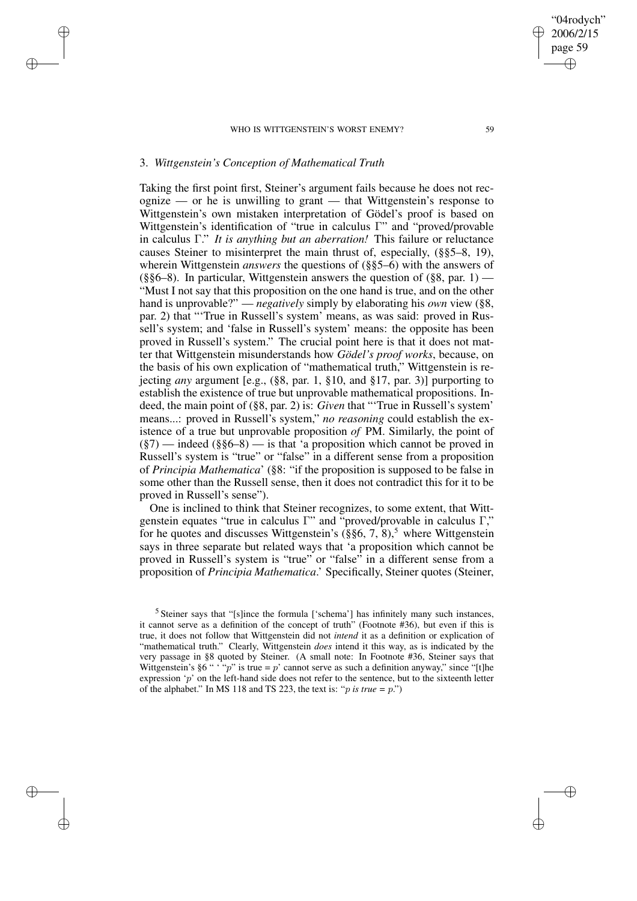### 3. *Wittgenstein's Conception of Mathematical Truth*

Taking the first point first, Steiner's argument fails because he does not recognize — or he is unwilling to grant — that Wittgenstein's response to Wittgenstein's own mistaken interpretation of Gödel's proof is based on Wittgenstein's identification of "true in calculus Γ" and "proved/provable in calculus Γ." *It is anything but an aberration!* This failure or reluctance causes Steiner to misinterpret the main thrust of, especially, (§§5–8, 19), wherein Wittgenstein *answers* the questions of (§§5–6) with the answers of (§§6–8). In particular, Wittgenstein answers the question of (§8, par. 1) — "Must I not say that this proposition on the one hand is true, and on the other hand is unprovable?" — *negatively* simply by elaborating his *own* view (§8, par. 2) that "'True in Russell's system' means, as was said: proved in Russell's system; and 'false in Russell's system' means: the opposite has been proved in Russell's system." The crucial point here is that it does not matter that Wittgenstein misunderstands how *Gödel's proof works*, because, on the basis of his own explication of "mathematical truth," Wittgenstein is rejecting *any* argument [e.g., (§8, par. 1, §10, and §17, par. 3)] purporting to establish the existence of true but unprovable mathematical propositions. Indeed, the main point of (§8, par. 2) is: *Given* that "'True in Russell's system' means...: proved in Russell's system," *no reasoning* could establish the existence of a true but unprovable proposition *of* PM. Similarly, the point of (§7) — indeed (§§6–8) — is that 'a proposition which cannot be proved in Russell's system is "true" or "false" in a different sense from a proposition of *Principia Mathematica*' (§8: "if the proposition is supposed to be false in some other than the Russell sense, then it does not contradict this for it to be proved in Russell's sense").

One is inclined to think that Steiner recognizes, to some extent, that Wittgenstein equates "true in calculus Γ" and "proved/provable in calculus Γ," for he quotes and discusses Wittgenstein's (§§6, 7, 8),[5] where Wittgenstein says in three separate but related ways that 'a proposition which cannot be proved in Russell's system is "true" or "false" in a different sense from a proposition of *Principia Mathematica*.' Specifically, Steiner quotes (Steiner,

[5] Steiner says that "[s]ince the formula ['schema'] has infinitely many such instances, it cannot serve as a definition of the concept of truth" (Footnote #36), but even if this is true, it does not follow that Wittgenstein did not *intend* it as a definition or explication of "mathematical truth." Clearly, Wittgenstein *does* intend it this way, as is indicated by the very passage in §8 quoted by Steiner. (A small note: In Footnote #36, Steiner says that Wittgenstein's §6 " ' "*p*" is true = *p*' cannot serve as such a definition anyway," since "[t]he expression '*p*' on the left-hand side does not refer to the sentence, but to the sixteenth letter of the alphabet." In MS 118 and TS 223, the text is: "*p is true* = *p*.")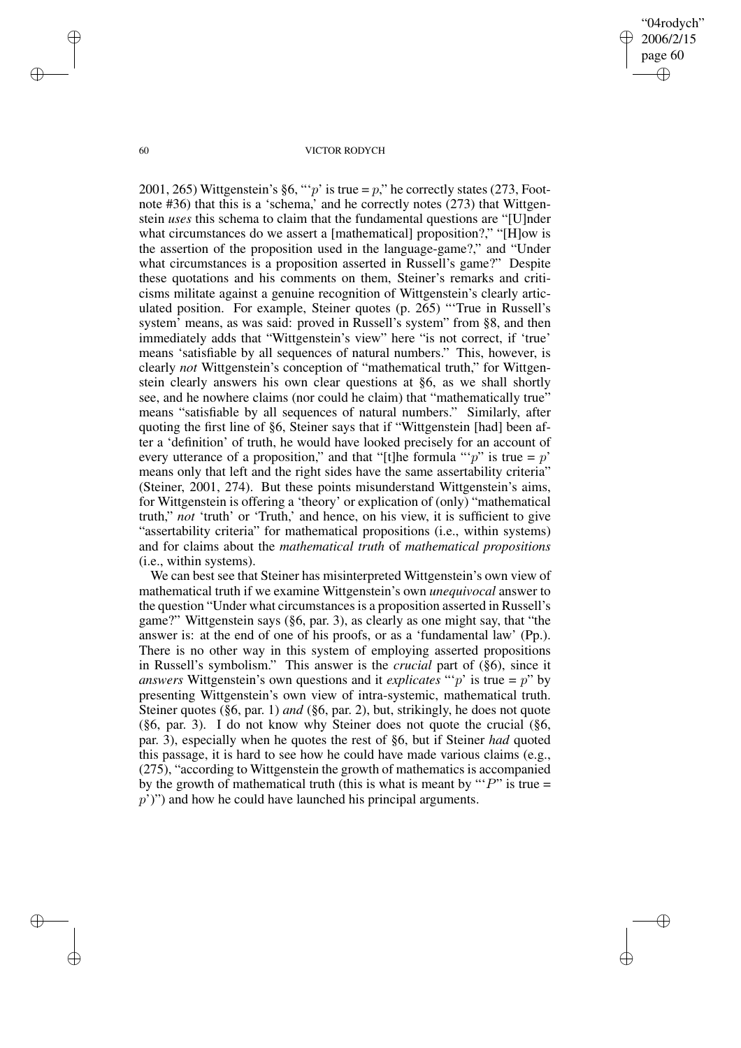2001, 265) Wittgenstein's §6, "'$p$' is true = $p$," he correctly states (273, Footnote #36) that this is a 'schema,' and he correctly notes (273) that Wittgenstein *uses* this schema to claim that the fundamental questions are "[U]nder what circumstances do we assert a [mathematical] proposition?," "[H]ow is the assertion of the proposition used in the language-game?," and "Under what circumstances is a proposition asserted in Russell's game?" Despite these quotations and his comments on them, Steiner's remarks and criticisms militate against a genuine recognition of Wittgenstein's clearly articulated position. For example, Steiner quotes (p. 265) "'True in Russell's system' means, as was said: proved in Russell's system" from §8, and then immediately adds that "Wittgenstein's view" here "is not correct, if 'true' means 'satisfiable by all sequences of natural numbers." This, however, is clearly *not* Wittgenstein's conception of "mathematical truth," for Wittgenstein clearly answers his own clear questions at §6, as we shall shortly see, and he nowhere claims (nor could he claim) that "mathematically true" means "satisfiable by all sequences of natural numbers." Similarly, after quoting the first line of §6, Steiner says that if "Wittgenstein [had] been after a 'definition' of truth, he would have looked precisely for an account of every utterance of a proposition," and that "[t]he formula "'$p$" is true = $p$' means only that left and the right sides have the same assertability criteria" (Steiner, 2001, 274). But these points misunderstand Wittgenstein's aims, for Wittgenstein is offering a 'theory' or explication of (only) "mathematical truth," *not* 'truth' or 'Truth,' and hence, on his view, it is sufficient to give "assertability criteria" for mathematical propositions (i.e., within systems) and for claims about the *mathematical truth* of *mathematical propositions* (i.e., within systems).

We can best see that Steiner has misinterpreted Wittgenstein's own view of mathematical truth if we examine Wittgenstein's own *unequivocal* answer to the question "Under what circumstances is a proposition asserted in Russell's game?" Wittgenstein says (§6, par. 3), as clearly as one might say, that "the answer is: at the end of one of his proofs, or as a 'fundamental law' (Pp.). There is no other way in this system of employing asserted propositions in Russell's symbolism." This answer is the *crucial* part of (§6), since it *answers* Wittgenstein's own questions and it *explicates* "'$p$' is true = $p$" by presenting Wittgenstein's own view of intra-systemic, mathematical truth. Steiner quotes (§6, par. 1) *and* (§6, par. 2), but, strikingly, he does not quote (§6, par. 3). I do not know why Steiner does not quote the crucial (§6, par. 3), especially when he quotes the rest of §6, but if Steiner *had* quoted this passage, it is hard to see how he could have made various claims (e.g., (275), "according to Wittgenstein the growth of mathematics is accompanied by the growth of mathematical truth (this is what is meant by "'$P$" is true = $p$')") and how he could have launched his principal arguments.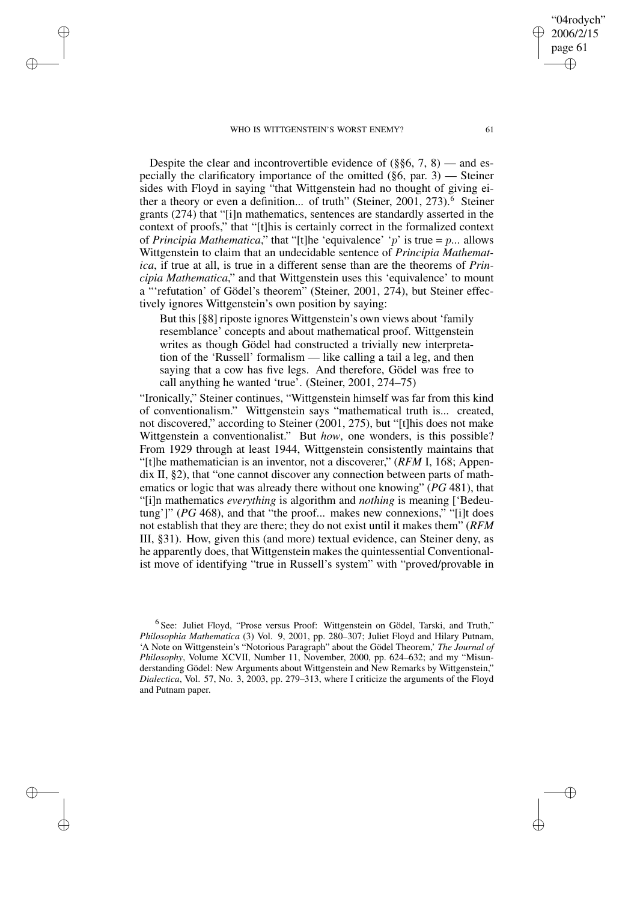Despite the clear and incontrovertible evidence of (§§6, 7, 8) — and especially the clarificatory importance of the omitted (§6, par. 3) — Steiner sides with Floyd in saying "that Wittgenstein had no thought of giving either a theory or even a definition... of truth" (Steiner, 2001, 273).[6] Steiner grants (274) that "[i]n mathematics, sentences are standardly asserted in the context of proofs," that "[t]his is certainly correct in the formalized context of *Principia Mathematica*," that "[t]he 'equivalence' '*p*' is true = *p*... allows Wittgenstein to claim that an undecidable sentence of *Principia Mathematica*, if true at all, is true in a different sense than are the theorems of *Principia Mathematica*," and that Wittgenstein uses this 'equivalence' to mount a "'refutation' of Gödel's theorem" (Steiner, 2001, 274), but Steiner effectively ignores Wittgenstein's own position by saying:

> But this [§8] riposte ignores Wittgenstein's own views about 'family resemblance' concepts and about mathematical proof. Wittgenstein writes as though Gödel had constructed a trivially new interpretation of the 'Russell' formalism — like calling a tail a leg, and then saying that a cow has five legs. And therefore, Gödel was free to call anything he wanted 'true'. (Steiner, 2001, 274–75)

"Ironically," Steiner continues, "Wittgenstein himself was far from this kind of conventionalism." Wittgenstein says "mathematical truth is... created, not discovered," according to Steiner (2001, 275), but "[t]his does not make Wittgenstein a conventionalist." But *how*, one wonders, is this possible? From 1929 through at least 1944, Wittgenstein consistently maintains that "[t]he mathematician is an inventor, not a discoverer," (*RFM* I, 168; Appendix II, §2), that "one cannot discover any connection between parts of mathematics or logic that was already there without one knowing" (*PG* 481), that "[i]n mathematics *everything* is algorithm and *nothing* is meaning ['Bedeutung']" (*PG* 468), and that "the proof... makes new connexions," "[i]t does not establish that they are there; they do not exist until it makes them" (*RFM* III, §31). How, given this (and more) textual evidence, can Steiner deny, as he apparently does, that Wittgenstein makes the quintessential Conventionalist move of identifying "true in Russell's system" with "proved/provable in

[6] See: Juliet Floyd, "Prose versus Proof: Wittgenstein on Gödel, Tarski, and Truth," *Philosophia Mathematica* (3) Vol. 9, 2001, pp. 280–307; Juliet Floyd and Hilary Putnam, 'A Note on Wittgenstein's "Notorious Paragraph" about the Gödel Theorem,' *The Journal of Philosophy*, Volume XCVII, Number 11, November, 2000, pp. 624–632; and my "Misunderstanding Gödel: New Arguments about Wittgenstein and New Remarks by Wittgenstein," *Dialectica*, Vol. 57, No. 3, 2003, pp. 279–313, where I criticize the arguments of the Floyd and Putnam paper.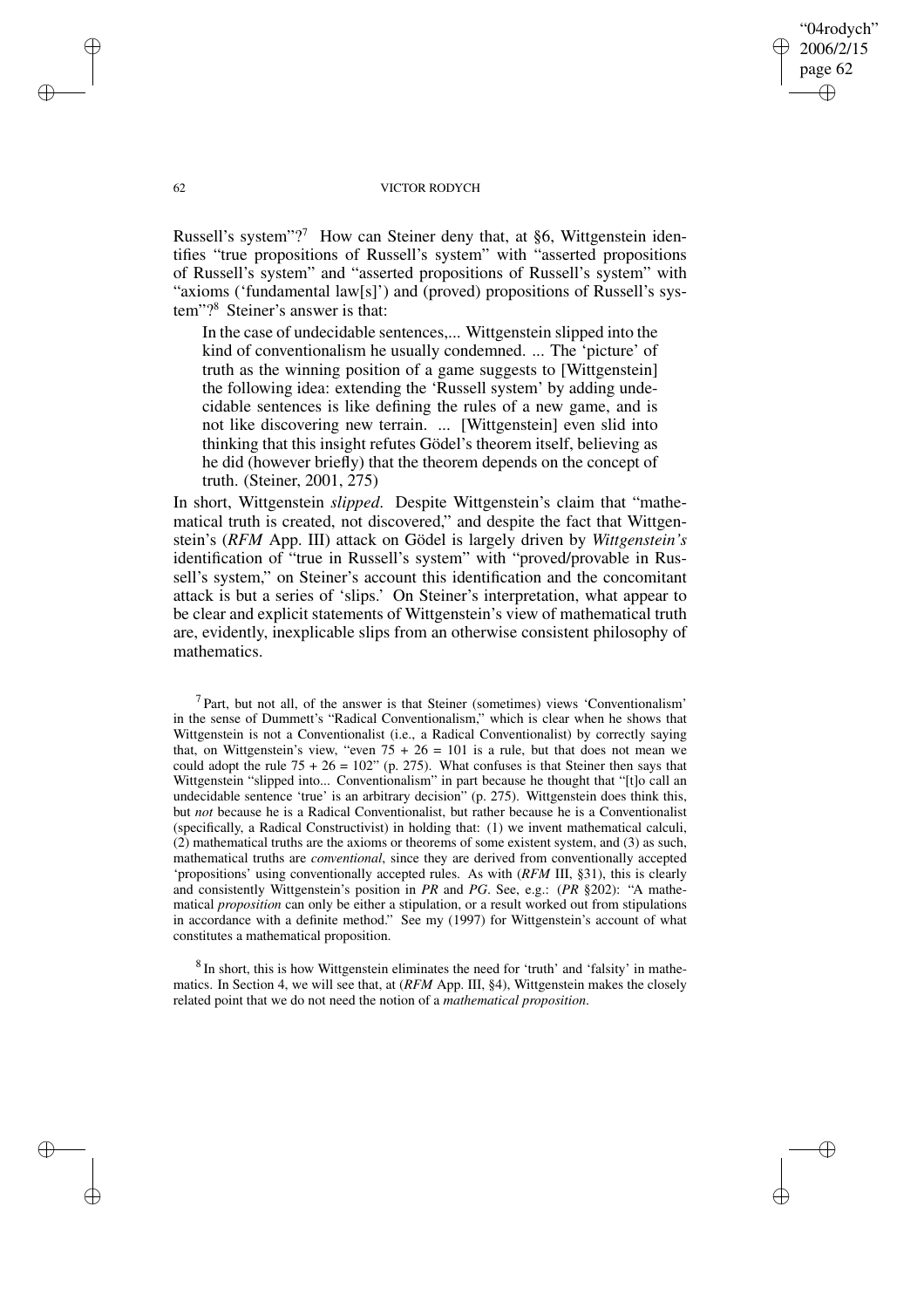Russell's system"?[7] How can Steiner deny that, at §6, Wittgenstein identifies "true propositions of Russell's system" with "asserted propositions of Russell's system" and "asserted propositions of Russell's system" with "axioms ('fundamental law[s]') and (proved) propositions of Russell's system"?[8] Steiner's answer is that:

> In the case of undecidable sentences,... Wittgenstein slipped into the kind of conventionalism he usually condemned. ... The 'picture' of truth as the winning position of a game suggests to [Wittgenstein] the following idea: extending the 'Russell system' by adding undecidable sentences is like defining the rules of a new game, and is not like discovering new terrain. ... [Wittgenstein] even slid into thinking that this insight refutes Gödel's theorem itself, believing as he did (however briefly) that the theorem depends on the concept of truth. (Steiner, 2001, 275)

In short, Wittgenstein *slipped*. Despite Wittgenstein's claim that "mathematical truth is created, not discovered," and despite the fact that Wittgenstein's (*RFM* App. III) attack on Gödel is largely driven by *Wittgenstein's* identification of "true in Russell's system" with "proved/provable in Russell's system," on Steiner's account this identification and the concomitant attack is but a series of 'slips.' On Steiner's interpretation, what appear to be clear and explicit statements of Wittgenstein's view of mathematical truth are, evidently, inexplicable slips from an otherwise consistent philosophy of mathematics.

[7] Part, but not all, of the answer is that Steiner (sometimes) views 'Conventionalism' in the sense of Dummett's "Radical Conventionalism," which is clear when he shows that Wittgenstein is not a Conventionalist (i.e., a Radical Conventionalist) by correctly saying that, on Wittgenstein's view, "even 75 + 26 = 101 is a rule, but that does not mean we could adopt the rule 75 + 26 = 102" (p. 275). What confuses is that Steiner then says that Wittgenstein "slipped into... Conventionalism" in part because he thought that "[t]o call an undecidable sentence 'true' is an arbitrary decision" (p. 275). Wittgenstein does think this, but *not* because he is a Radical Conventionalist, but rather because he is a Conventionalist (specifically, a Radical Constructivist) in holding that: (1) we invent mathematical calculi, (2) mathematical truths are the axioms or theorems of some existent system, and (3) as such, mathematical truths are *conventional*, since they are derived from conventionally accepted 'propositions' using conventionally accepted rules. As with (*RFM* III, §31), this is clearly and consistently Wittgenstein's position in *PR* and *PG*. See, e.g.: (*PR* §202): "A mathematical *proposition* can only be either a stipulation, or a result worked out from stipulations in accordance with a definite method." See my (1997) for Wittgenstein's account of what constitutes a mathematical proposition.

[8] In short, this is how Wittgenstein eliminates the need for 'truth' and 'falsity' in mathematics. In Section 4, we will see that, at (*RFM* App. III, §4), Wittgenstein makes the closely related point that we do not need the notion of a *mathematical proposition*.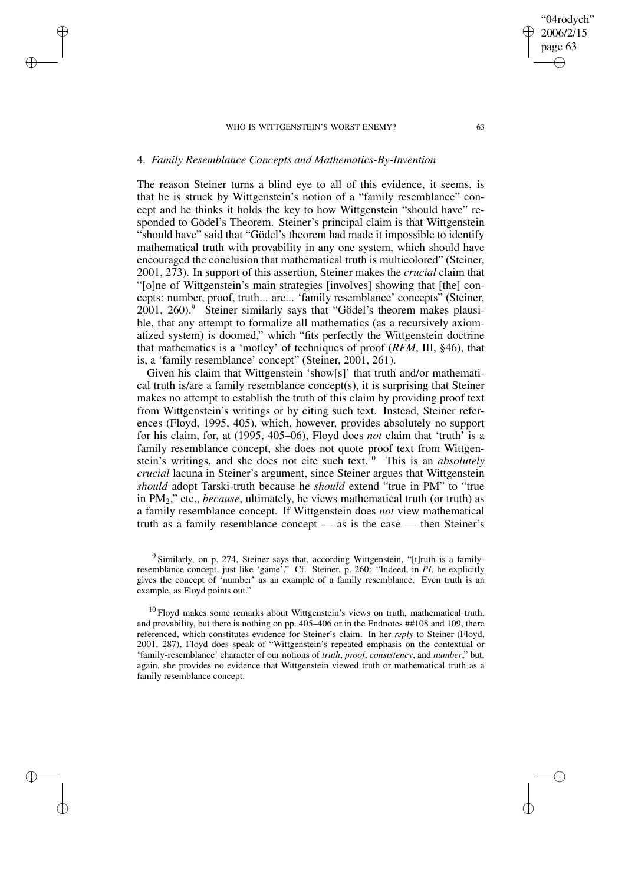## 4. *Family Resemblance Concepts and Mathematics-By-Invention*

The reason Steiner turns a blind eye to all of this evidence, it seems, is that he is struck by Wittgenstein's notion of a "family resemblance" concept and he thinks it holds the key to how Wittgenstein "should have" responded to Gödel's Theorem. Steiner's principal claim is that Wittgenstein "should have" said that "Gödel's theorem had made it impossible to identify mathematical truth with provability in any one system, which should have encouraged the conclusion that mathematical truth is multicolored" (Steiner, 2001, 273). In support of this assertion, Steiner makes the *crucial* claim that "[o]ne of Wittgenstein's main strategies [involves] showing that [the] concepts: number, proof, truth... are... 'family resemblance' concepts" (Steiner, 2001, 260).[9] Steiner similarly says that "Gödel's theorem makes plausible, that any attempt to formalize all mathematics (as a recursively axiomatized system) is doomed," which "fits perfectly the Wittgenstein doctrine that mathematics is a 'motley' of techniques of proof (*RFM*, III, §46), that is, a 'family resemblance' concept" (Steiner, 2001, 261).

Given his claim that Wittgenstein 'show[s]' that truth and/or mathematical truth is/are a family resemblance concept(s), it is surprising that Steiner makes no attempt to establish the truth of this claim by providing proof text from Wittgenstein's writings or by citing such text. Instead, Steiner references (Floyd, 1995, 405), which, however, provides absolutely no support for his claim, for, at (1995, 405–06), Floyd does *not* claim that 'truth' is a family resemblance concept, she does not quote proof text from Wittgenstein's writings, and she does not cite such text.[10] This is an *absolutely crucial* lacuna in Steiner's argument, since Steiner argues that Wittgenstein *should* adopt Tarski-truth because he *should* extend "true in PM" to "true in $PM_2$," etc., *because*, ultimately, he views mathematical truth (or truth) as a family resemblance concept. If Wittgenstein does *not* view mathematical truth as a family resemblance concept — as is the case — then Steiner's

[9] Similarly, on p. 274, Steiner says that, according Wittgenstein, "[t]ruth is a family-resemblance concept, just like 'game'." Cf. Steiner, p. 260: "Indeed, in *PI*, he explicitly gives the concept of 'number' as an example of a family resemblance. Even truth is an example, as Floyd points out."

[10] Floyd makes some remarks about Wittgenstein's views on truth, mathematical truth, and provability, but there is nothing on pp. 405–406 or in the Endnotes ##108 and 109, there referenced, which constitutes evidence for Steiner's claim. In her *reply* to Steiner (Floyd, 2001, 287), Floyd does speak of "Wittgenstein's repeated emphasis on the contextual or 'family-resemblance' character of our notions of *truth*, *proof*, *consistency*, and *number*," but, again, she provides no evidence that Wittgenstein viewed truth or mathematical truth as a family resemblance concept.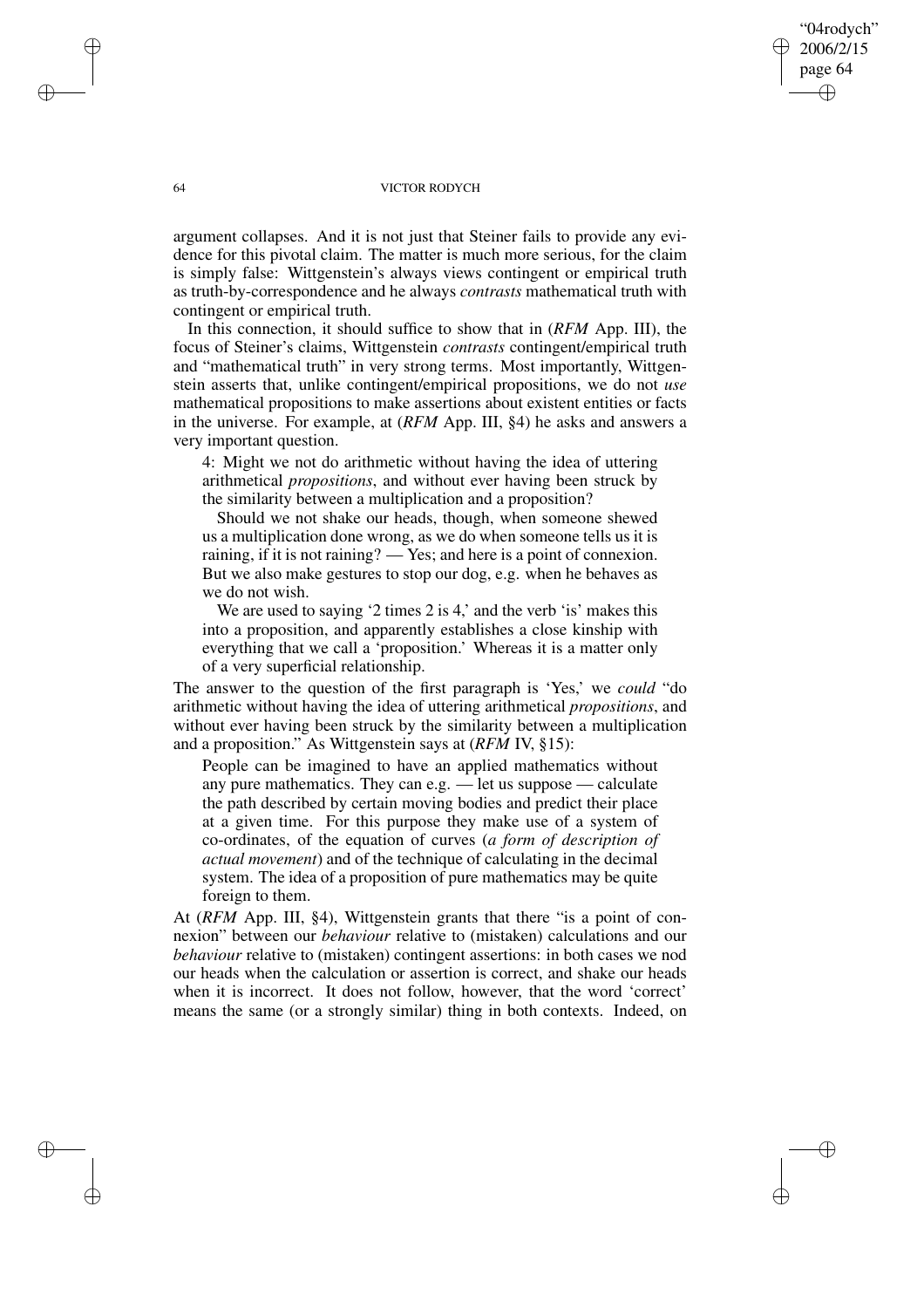argument collapses. And it is not just that Steiner fails to provide any evidence for this pivotal claim. The matter is much more serious, for the claim is simply false: Wittgenstein's always views contingent or empirical truth as truth-by-correspondence and he always *contrasts* mathematical truth with contingent or empirical truth.

In this connection, it should suffice to show that in (*RFM* App. III), the focus of Steiner's claims, Wittgenstein *contrasts* contingent/empirical truth and "mathematical truth" in very strong terms. Most importantly, Wittgenstein asserts that, unlike contingent/empirical propositions, we do not *use* mathematical propositions to make assertions about existent entities or facts in the universe. For example, at (*RFM* App. III, §4) he asks and answers a very important question.

> 4: Might we not do arithmetic without having the idea of uttering arithmetical *propositions*, and without ever having been struck by the similarity between a multiplication and a proposition?
>
> Should we not shake our heads, though, when someone shewed us a multiplication done wrong, as we do when someone tells us it is raining, if it is not raining? — Yes; and here is a point of connexion. But we also make gestures to stop our dog, e.g. when he behaves as we do not wish.
>
> We are used to saying '2 times 2 is 4,' and the verb 'is' makes this into a proposition, and apparently establishes a close kinship with everything that we call a 'proposition.' Whereas it is a matter only of a very superficial relationship.

The answer to the question of the first paragraph is 'Yes,' we *could* "do arithmetic without having the idea of uttering arithmetical *propositions*, and without ever having been struck by the similarity between a multiplication and a proposition." As Wittgenstein says at (*RFM* IV, §15):

> People can be imagined to have an applied mathematics without any pure mathematics. They can e.g. — let us suppose — calculate the path described by certain moving bodies and predict their place at a given time. For this purpose they make use of a system of co-ordinates, of the equation of curves (*a form of description of actual movement*) and of the technique of calculating in the decimal system. The idea of a proposition of pure mathematics may be quite foreign to them.

At (*RFM* App. III, §4), Wittgenstein grants that there "is a point of connexion" between our *behaviour* relative to (mistaken) calculations and our *behaviour* relative to (mistaken) contingent assertions: in both cases we nod our heads when the calculation or assertion is correct, and shake our heads when it is incorrect. It does not follow, however, that the word 'correct' means the same (or a strongly similar) thing in both contexts. Indeed, on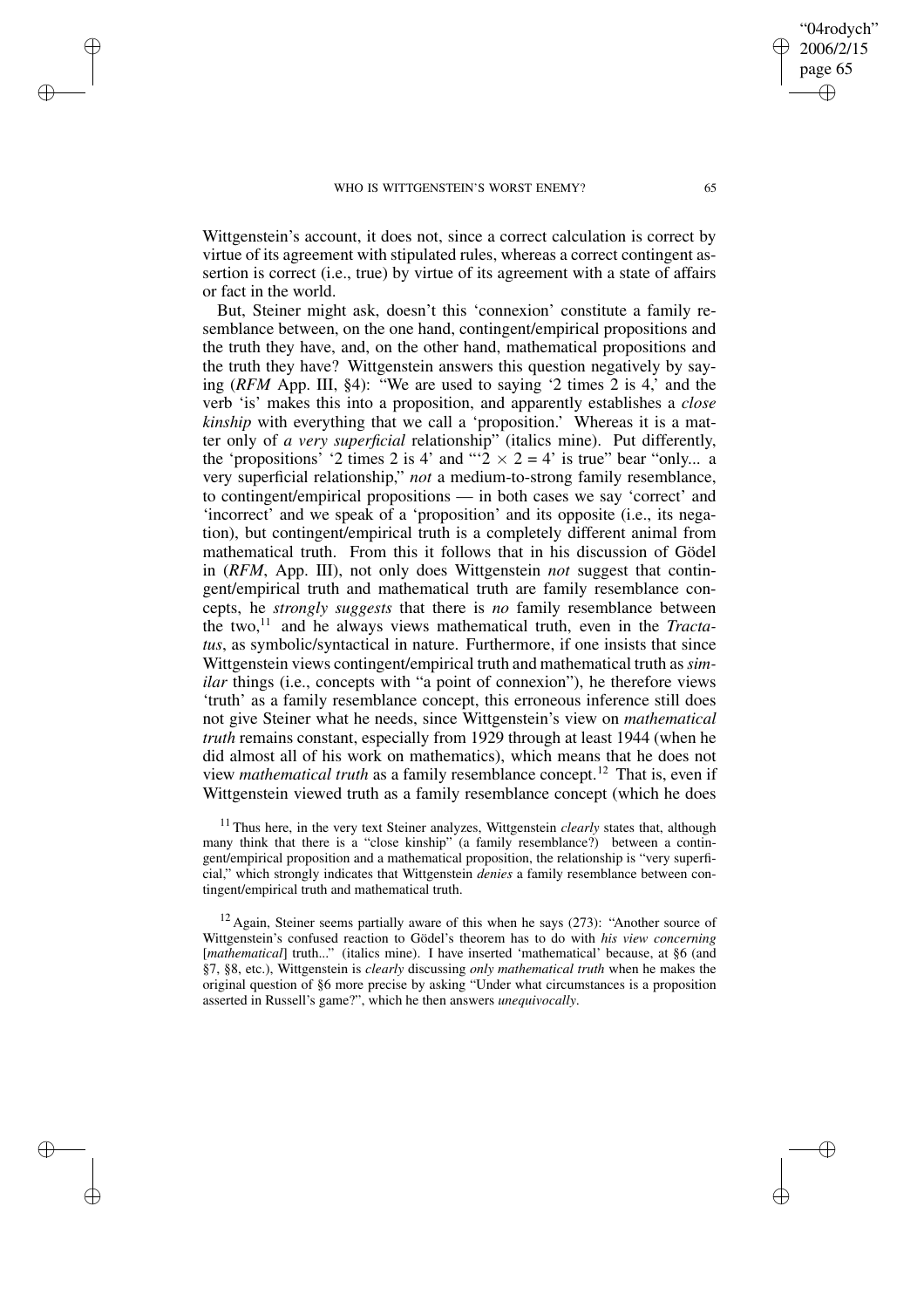Wittgenstein's account, it does not, since a correct calculation is correct by virtue of its agreement with stipulated rules, whereas a correct contingent assertion is correct (i.e., true) by virtue of its agreement with a state of affairs or fact in the world.

But, Steiner might ask, doesn't this 'connexion' constitute a family resemblance between, on the one hand, contingent/empirical propositions and the truth they have, and, on the other hand, mathematical propositions and the truth they have? Wittgenstein answers this question negatively by saying (*RFM* App. III, §4): "We are used to saying '2 times 2 is 4,' and the verb 'is' makes this into a proposition, and apparently establishes a *close kinship* with everything that we call a 'proposition.' Whereas it is a matter only of *a very superficial* relationship" (italics mine). Put differently, the 'propositions' '2 times 2 is 4' and "'$2 \times 2 = 4$' is true" bear "only... a very superficial relationship," *not* a medium-to-strong family resemblance, to contingent/empirical propositions — in both cases we say 'correct' and 'incorrect' and we speak of a 'proposition' and its opposite (i.e., its negation), but contingent/empirical truth is a completely different animal from mathematical truth. From this it follows that in his discussion of Gödel in (*RFM*, App. III), not only does Wittgenstein *not* suggest that contingent/empirical truth and mathematical truth are family resemblance concepts, he *strongly suggests* that there is *no* family resemblance between the two,[11] and he always views mathematical truth, even in the *Tractatus*, as symbolic/syntactical in nature. Furthermore, if one insists that since Wittgenstein views contingent/empirical truth and mathematical truth as *similar* things (i.e., concepts with "a point of connexion"), he therefore views 'truth' as a family resemblance concept, this erroneous inference still does not give Steiner what he needs, since Wittgenstein's view on *mathematical truth* remains constant, especially from 1929 through at least 1944 (when he did almost all of his work on mathematics), which means that he does not view *mathematical truth* as a family resemblance concept.[12] That is, even if Wittgenstein viewed truth as a family resemblance concept (which he does

[11] Thus here, in the very text Steiner analyzes, Wittgenstein *clearly* states that, although many think that there is a "close kinship" (a family resemblance?) between a contingent/empirical proposition and a mathematical proposition, the relationship is "very superficial," which strongly indicates that Wittgenstein *denies* a family resemblance between contingent/empirical truth and mathematical truth.

[12] Again, Steiner seems partially aware of this when he says (273): "Another source of Wittgenstein's confused reaction to Gödel's theorem has to do with *his view concerning* [*mathematical*] truth..." (italics mine). I have inserted 'mathematical' because, at §6 (and §7, §8, etc.), Wittgenstein is *clearly* discussing *only mathematical truth* when he makes the original question of §6 more precise by asking "Under what circumstances is a proposition asserted in Russell's game?", which he then answers *unequivocally*.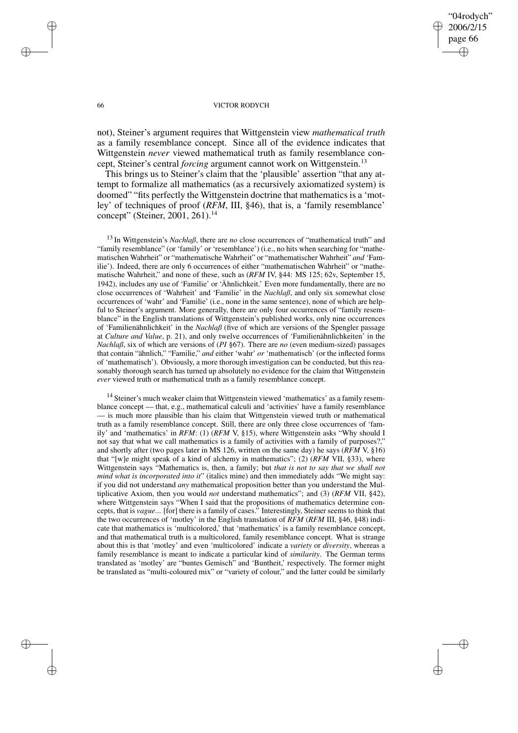not), Steiner's argument requires that Wittgenstein view *mathematical truth* as a family resemblance concept. Since all of the evidence indicates that Wittgenstein *never* viewed mathematical truth as family resemblance concept, Steiner's central *forcing* argument cannot work on Wittgenstein.[13]

This brings us to Steiner's claim that the 'plausible' assertion "that any attempt to formalize all mathematics (as a recursively axiomatized system) is doomed" "fits perfectly the Wittgenstein doctrine that mathematics is a 'motley' of techniques of proof (*RFM*, III, §46), that is, a 'family resemblance' concept" (Steiner, 2001, 261).[14]

[13] In Wittgenstein's *Nachlaß*, there are *no* close occurrences of "mathematical truth" and "family resemblance" (or 'family' or 'resemblance') (i.e., no hits when searching for "mathematischen Wahrheit" or "mathematische Wahrheit" or "mathematischer Wahrheit" *and* 'Familie'). Indeed, there are only 6 occurrences of either "mathematischen Wahrheit" or "mathematische Wahrheit," and none of these, such as (*RFM* IV, §44: MS 125; 62v, September 15, 1942), includes any use of 'Familie' or 'Ähnlichkeit.' Even more fundamentally, there are no close occurrences of 'Wahrheit' and 'Familie' in the *Nachlaß*, and only six somewhat close occurrences of 'wahr' and 'Familie' (i.e., none in the same sentence), none of which are helpful to Steiner's argument. More generally, there are only four occurrences of "family resemblance" in the English translations of Wittgenstein's published works, only nine occurrences of 'Familienähnlichkeit' in the *Nachlaß* (five of which are versions of the Spengler passage at *Culture and Value*, p. 21), and only twelve occurrences of 'Familienähnlichkeiten' in the *Nachlaß*, six of which are versions of (*PI* §67). There are *no* (even medium-sized) passages that contain "ähnlich," "Familie," *and* either 'wahr' *or* 'mathematisch' (or the inflected forms of 'mathematisch'). Obviously, a more thorough investigation can be conducted, but this reasonably thorough search has turned up absolutely no evidence for the claim that Wittgenstein *ever* viewed truth or mathematical truth as a family resemblance concept.

[14] Steiner's much weaker claim that Wittgenstein viewed 'mathematics' as a family resemblance concept — that, e.g., mathematical calculi and 'activities' have a family resemblance — is much more plausible than his claim that Wittgenstein viewed truth or mathematical truth as a family resemblance concept. Still, there are only three close occurrences of 'family' and 'mathematics' in *RFM*: (1) (*RFM* V, §15), where Wittgenstein asks "Why should I not say that what we call mathematics is a family of activities with a family of purposes?," and shortly after (two pages later in MS 126, written on the same day) he says (*RFM* V, §16) that "[w]e might speak of a kind of alchemy in mathematics"; (2) (*RFM* VII, §33), where Wittgenstein says "Mathematics is, then, a family; but *that is not to say that we shall not mind what is incorporated into it*" (italics mine) and then immediately adds "We might say: if you did not understand *any* mathematical proposition better than you understand the Multiplicative Axiom, then you would *not* understand mathematics"; and (3) (*RFM* VII, §42), where Wittgenstein says "When I said that the propositions of mathematics determine concepts, that is *vague*... [for] there is a family of cases." Interestingly, Steiner seems to think that the two occurrences of 'motley' in the English translation of *RFM* (*RFM* III, §46, §48) indicate that mathematics is 'multicolored,' that 'mathematics' is a family resemblance concept, and that mathematical truth is a multicolored, family resemblance concept. What is strange about this is that 'motley' and even 'multicolored' indicate a *variety* or *diversity*, whereas a family resemblance is meant to indicate a particular kind of *similarity*. The German terms translated as 'motley' are "buntes Gemisch" and 'Buntheit,' respectively. The former might be translated as "multi-coloured mix" or "variety of colour," and the latter could be similarly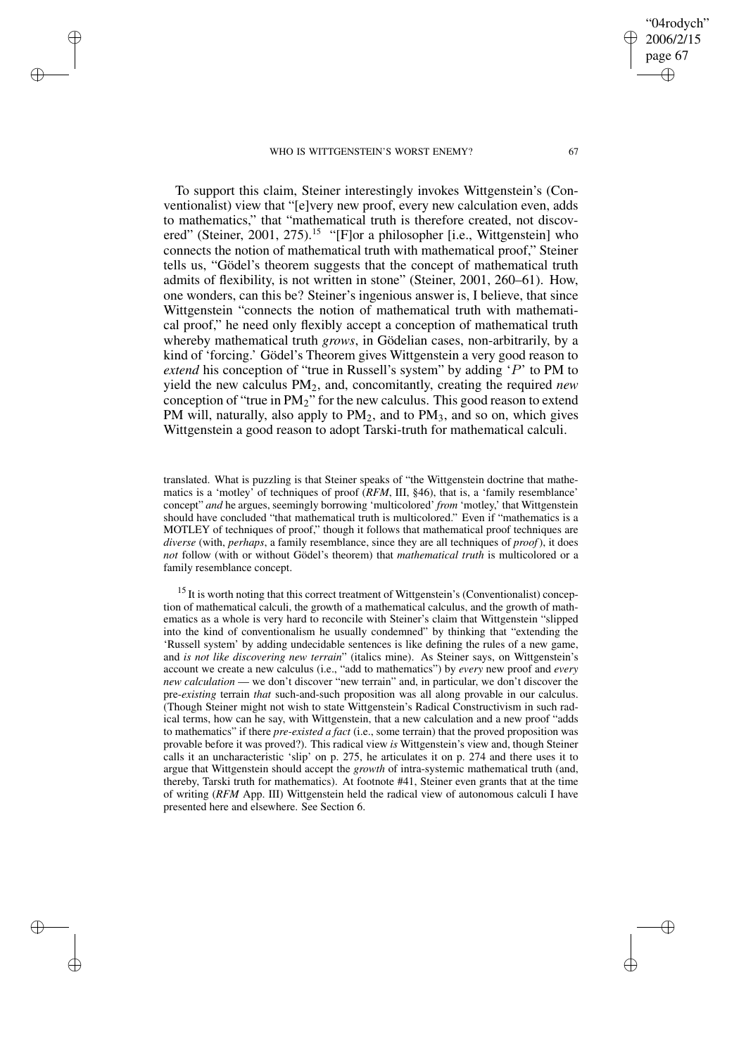To support this claim, Steiner interestingly invokes Wittgenstein's (Conventionalist) view that "[e]very new proof, every new calculation even, adds to mathematics," that "mathematical truth is therefore created, not discovered" (Steiner, 2001, 275).[15] "[F]or a philosopher [i.e., Wittgenstein] who connects the notion of mathematical truth with mathematical proof," Steiner tells us, "Gödel's theorem suggests that the concept of mathematical truth admits of flexibility, is not written in stone" (Steiner, 2001, 260–61). How, one wonders, can this be? Steiner's ingenious answer is, I believe, that since Wittgenstein "connects the notion of mathematical truth with mathematical proof," he need only flexibly accept a conception of mathematical truth whereby mathematical truth *grows*, in Gödelian cases, non-arbitrarily, by a kind of 'forcing.' Gödel's Theorem gives Wittgenstein a very good reason to *extend* his conception of "true in Russell's system" by adding '$P$' to PM to yield the new calculus $\text{PM}_2$, and, concomitantly, creating the required *new* conception of "true in $\text{PM}_2$" for the new calculus. This good reason to extend PM will, naturally, also apply to $\text{PM}_2$, and to $\text{PM}_3$, and so on, which gives Wittgenstein a good reason to adopt Tarski-truth for mathematical calculi.

translated. What is puzzling is that Steiner speaks of "the Wittgenstein doctrine that mathematics is a 'motley' of techniques of proof (*RFM*, III, §46), that is, a 'family resemblance' concept" *and* he argues, seemingly borrowing 'multicolored' *from* 'motley,' that Wittgenstein should have concluded "that mathematical truth is multicolored." Even if "mathematics is a MOTLEY of techniques of proof," though it follows that mathematical proof techniques are *diverse* (with, *perhaps*, a family resemblance, since they are all techniques of *proof*), it does *not* follow (with or without Gödel's theorem) that *mathematical truth* is multicolored or a family resemblance concept.

[15] It is worth noting that this correct treatment of Wittgenstein's (Conventionalist) conception of mathematical calculi, the growth of a mathematical calculus, and the growth of mathematics as a whole is very hard to reconcile with Steiner's claim that Wittgenstein "slipped into the kind of conventionalism he usually condemned" by thinking that "extending the 'Russell system' by adding undecidable sentences is like defining the rules of a new game, and *is not like discovering new terrain*" (italics mine). As Steiner says, on Wittgenstein's account we create a new calculus (i.e., "add to mathematics") by *every* new proof and *every new calculation* — we don't discover "new terrain" and, in particular, we don't discover the pre-*existing* terrain *that* such-and-such proposition was all along provable in our calculus. (Though Steiner might not wish to state Wittgenstein's Radical Constructivism in such radical terms, how can he say, with Wittgenstein, that a new calculation and a new proof "adds to mathematics" if there *pre-existed a fact* (i.e., some terrain) that the proved proposition was provable before it was proved?). This radical view *is* Wittgenstein's view and, though Steiner calls it an uncharacteristic 'slip' on p. 275, he articulates it on p. 274 and there uses it to argue that Wittgenstein should accept the *growth* of intra-systemic mathematical truth (and, thereby, Tarski truth for mathematics). At footnote #41, Steiner even grants that at the time of writing (*RFM* App. III) Wittgenstein held the radical view of autonomous calculi I have presented here and elsewhere. See Section 6.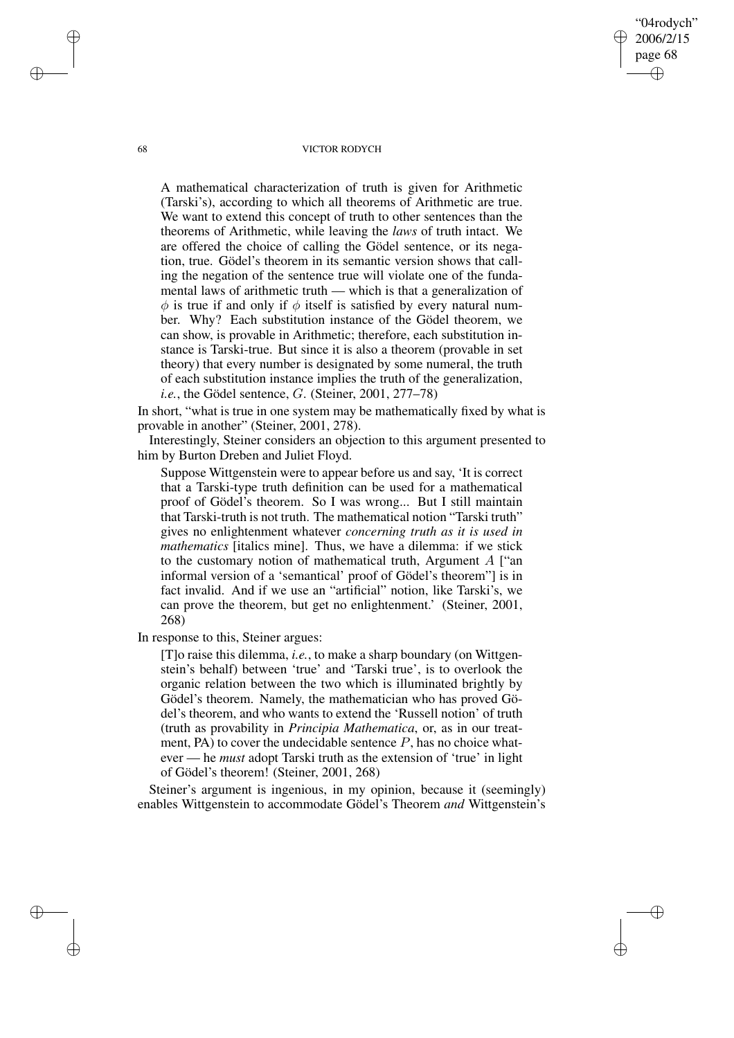> A mathematical characterization of truth is given for Arithmetic (Tarski's), according to which all theorems of Arithmetic are true. We want to extend this concept of truth to other sentences than the theorems of Arithmetic, while leaving the *laws* of truth intact. We are offered the choice of calling the Gödel sentence, or its negation, true. Gödel's theorem in its semantic version shows that calling the negation of the sentence true will violate one of the fundamental laws of arithmetic truth — which is that a generalization of $\phi$ is true if and only if $\phi$ itself is satisfied by every natural number. Why? Each substitution instance of the Gödel theorem, we can show, is provable in Arithmetic; therefore, each substitution instance is Tarski-true. But since it is also a theorem (provable in set theory) that every number is designated by some numeral, the truth of each substitution instance implies the truth of the generalization, *i.e.*, the Gödel sentence, $G$. (Steiner, 2001, 277–78)

In short, "what is true in one system may be mathematically fixed by what is provable in another" (Steiner, 2001, 278).

Interestingly, Steiner considers an objection to this argument presented to him by Burton Dreben and Juliet Floyd.

> Suppose Wittgenstein were to appear before us and say, 'It is correct that a Tarski-type truth definition can be used for a mathematical proof of Gödel's theorem. So I was wrong... But I still maintain that Tarski-truth is not truth. The mathematical notion "Tarski truth" gives no enlightenment whatever *concerning truth as it is used in mathematics* [italics mine]. Thus, we have a dilemma: if we stick to the customary notion of mathematical truth, Argument $A$ ["an informal version of a 'semantical' proof of Gödel's theorem"] is in fact invalid. And if we use an "artificial" notion, like Tarski's, we can prove the theorem, but get no enlightenment.' (Steiner, 2001, 268)

In response to this, Steiner argues:

> [T]o raise this dilemma, *i.e.*, to make a sharp boundary (on Wittgenstein's behalf) between 'true' and 'Tarski true', is to overlook the organic relation between the two which is illuminated brightly by Gödel's theorem. Namely, the mathematician who has proved Gödel's theorem, and who wants to extend the 'Russell notion' of truth (truth as provability in *Principia Mathematica*, or, as in our treatment, PA) to cover the undecidable sentence $P$, has no choice whatever — he *must* adopt Tarski truth as the extension of 'true' in light of Gödel's theorem! (Steiner, 2001, 268)

Steiner's argument is ingenious, in my opinion, because it (seemingly) enables Wittgenstein to accommodate Gödel's Theorem *and* Wittgenstein's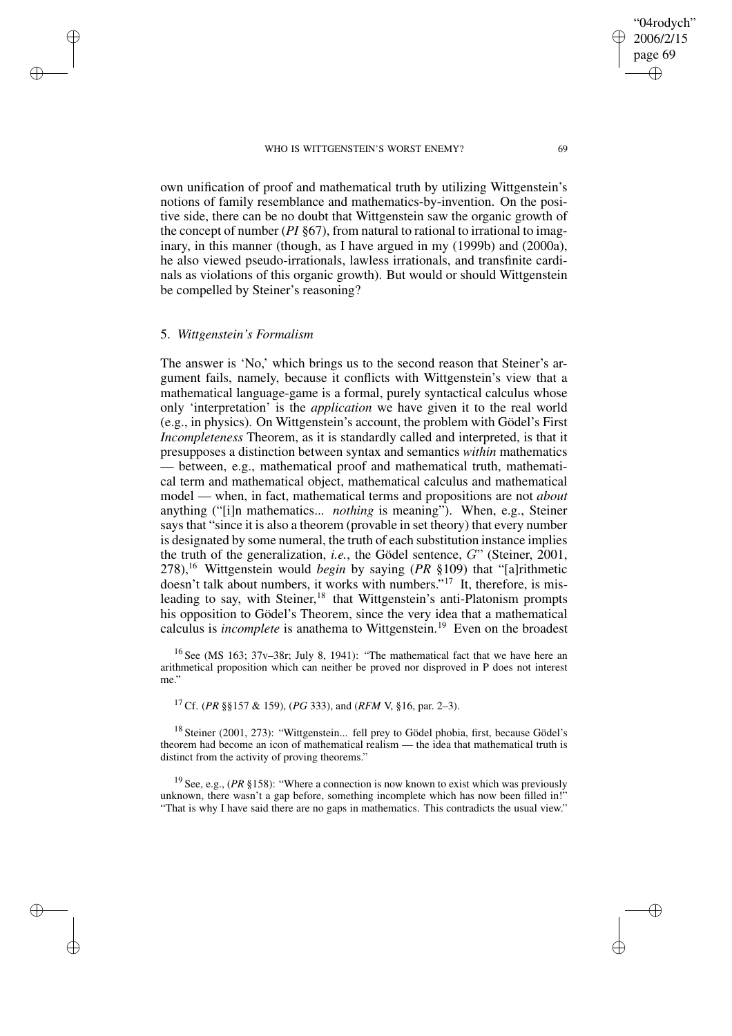own unification of proof and mathematical truth by utilizing Wittgenstein's notions of family resemblance and mathematics-by-invention. On the positive side, there can be no doubt that Wittgenstein saw the organic growth of the concept of number (*PI* §67), from natural to rational to irrational to imaginary, in this manner (though, as I have argued in my (1999b) and (2000a), he also viewed pseudo-irrationals, lawless irrationals, and transfinite cardinals as violations of this organic growth). But would or should Wittgenstein be compelled by Steiner's reasoning?

## 5. *Wittgenstein's Formalism*

The answer is 'No,' which brings us to the second reason that Steiner's argument fails, namely, because it conflicts with Wittgenstein's view that a mathematical language-game is a formal, purely syntactical calculus whose only 'interpretation' is the *application* we have given it to the real world (e.g., in physics). On Wittgenstein's account, the problem with Gödel's First *Incompleteness* Theorem, as it is standardly called and interpreted, is that it presupposes a distinction between syntax and semantics *within* mathematics — between, e.g., mathematical proof and mathematical truth, mathematical term and mathematical object, mathematical calculus and mathematical model — when, in fact, mathematical terms and propositions are not *about* anything ("[i]n mathematics... *nothing* is meaning"). When, e.g., Steiner says that "since it is also a theorem (provable in set theory) that every number is designated by some numeral, the truth of each substitution instance implies the truth of the generalization, *i.e.*, the Gödel sentence, $G$" (Steiner, 2001, 278),[16] Wittgenstein would *begin* by saying (*PR* §109) that "[a]rithmetic doesn't talk about numbers, it works with numbers."[17] It, therefore, is misleading to say, with Steiner,[18] that Wittgenstein's anti-Platonism prompts his opposition to Gödel's Theorem, since the very idea that a mathematical calculus is *incomplete* is anathema to Wittgenstein.[19] Even on the broadest

[16] See (MS 163; 37v–38r; July 8, 1941): "The mathematical fact that we have here an arithmetical proposition which can neither be proved nor disproved in P does not interest me."

[17] Cf. (*PR* §§157 & 159), (*PG* 333), and (*RFM* V, §16, par. 2–3).

[18] Steiner (2001, 273): "Wittgenstein... fell prey to Gödel phobia, first, because Gödel's theorem had become an icon of mathematical realism — the idea that mathematical truth is distinct from the activity of proving theorems."

[19] See, e.g., (*PR* §158): "Where a connection is now known to exist which was previously unknown, there wasn't a gap before, something incomplete which has now been filled in!" "That is why I have said there are no gaps in mathematics. This contradicts the usual view."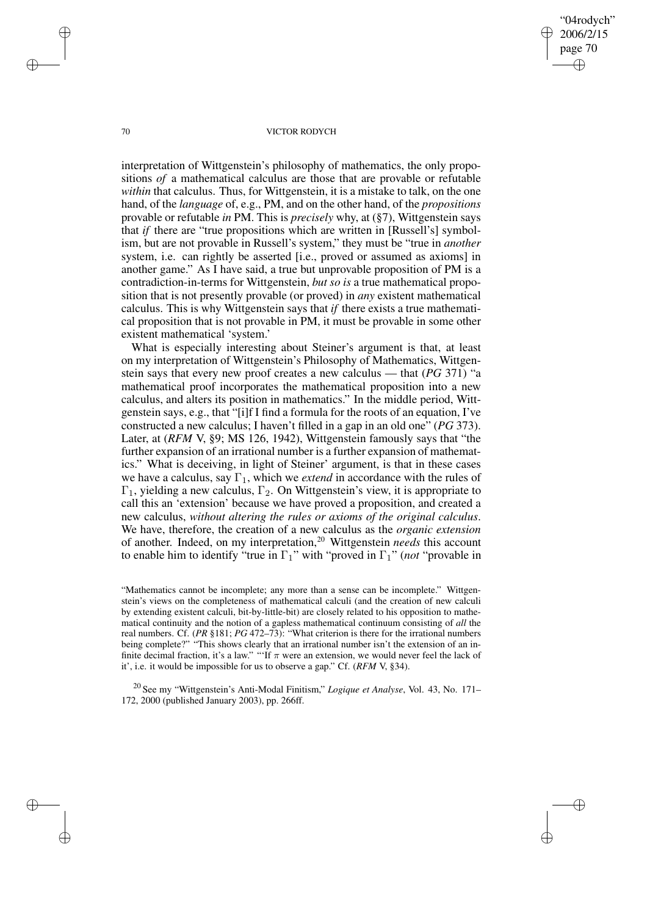interpretation of Wittgenstein's philosophy of mathematics, the only propositions *of* a mathematical calculus are those that are provable or refutable *within* that calculus. Thus, for Wittgenstein, it is a mistake to talk, on the one hand, of the *language* of, e.g., PM, and on the other hand, of the *propositions* provable or refutable *in* PM. This is *precisely* why, at (§7), Wittgenstein says that *if* there are "true propositions which are written in [Russell's] symbolism, but are not provable in Russell's system," they must be "true in *another* system, i.e. can rightly be asserted [i.e., proved or assumed as axioms] in another game." As I have said, a true but unprovable proposition of PM is a contradiction-in-terms for Wittgenstein, *but so is* a true mathematical proposition that is not presently provable (or proved) in *any* existent mathematical calculus. This is why Wittgenstein says that *if* there exists a true mathematical proposition that is not provable in PM, it must be provable in some other existent mathematical 'system.'

What is especially interesting about Steiner's argument is that, at least on my interpretation of Wittgenstein's Philosophy of Mathematics, Wittgenstein says that every new proof creates a new calculus — that (*PG* 371) "a mathematical proof incorporates the mathematical proposition into a new calculus, and alters its position in mathematics." In the middle period, Wittgenstein says, e.g., that "[i]f I find a formula for the roots of an equation, I've constructed a new calculus; I haven't filled in a gap in an old one" (*PG* 373). Later, at (*RFM* V, §9; MS 126, 1942), Wittgenstein famously says that "the further expansion of an irrational number is a further expansion of mathematics." What is deceiving, in light of Steiner' argument, is that in these cases we have a calculus, say $\Gamma_1$, which we *extend* in accordance with the rules of $\Gamma_1$, yielding a new calculus, $\Gamma_2$. On Wittgenstein's view, it is appropriate to call this an 'extension' because we have proved a proposition, and created a new calculus, *without altering the rules or axioms of the original calculus*. We have, therefore, the creation of a new calculus as the *organic extension* of another. Indeed, on my interpretation,[20] Wittgenstein *needs* this account to enable him to identify "true in $\Gamma_1$" with "proved in $\Gamma_1$" (*not* "provable in

"Mathematics cannot be incomplete; any more than a sense can be incomplete." Wittgenstein's views on the completeness of mathematical calculi (and the creation of new calculi by extending existent calculi, bit-by-little-bit) are closely related to his opposition to mathematical continuity and the notion of a gapless mathematical continuum consisting of *all* the real numbers. Cf. (*PR* §181; *PG* 472–73): "What criterion is there for the irrational numbers being complete?" "This shows clearly that an irrational number isn't the extension of an infinite decimal fraction, it's a law." "'If $\pi$ were an extension, we would never feel the lack of it', i.e. it would be impossible for us to observe a gap." Cf. (*RFM* V, §34).

[20] See my "Wittgenstein's Anti-Modal Finitism," *Logique et Analyse*, Vol. 43, No. 171–172, 2000 (published January 2003), pp. 266ff.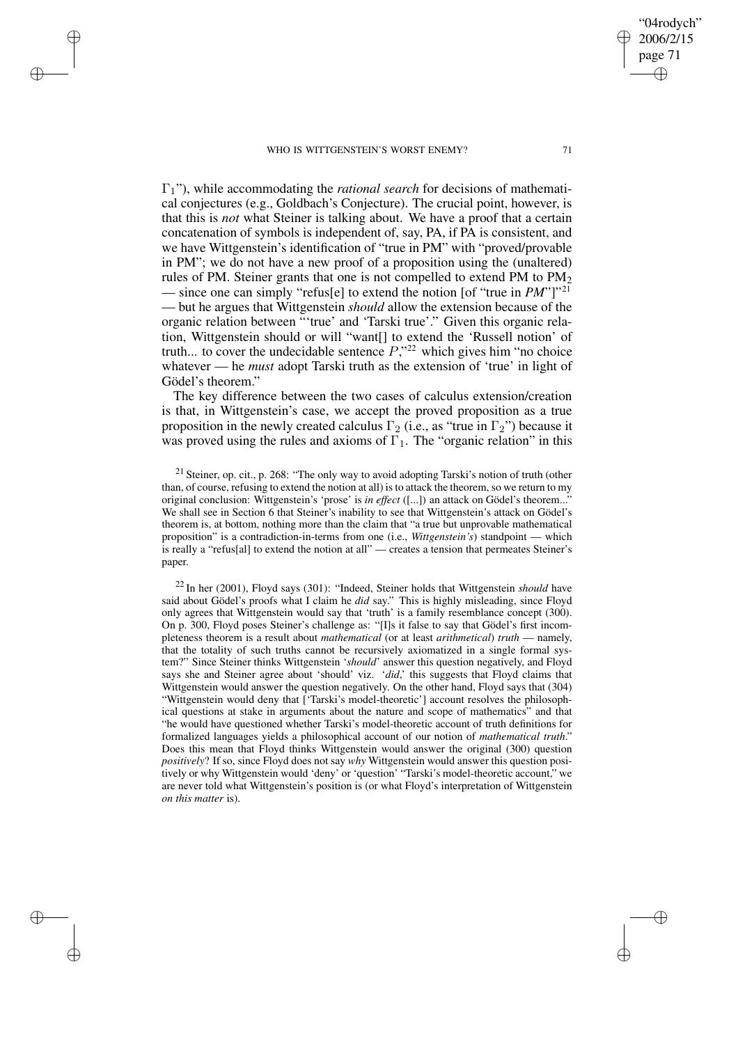$\Gamma_1$"), while accommodating the *rational search* for decisions of mathematical conjectures (e.g., Goldbach's Conjecture). The crucial point, however, is that this is *not* what Steiner is talking about. We have a proof that a certain concatenation of symbols is independent of, say, PA, if PA is consistent, and we have Wittgenstein's identification of "true in PM" with "proved/provable in PM"; we do not have a new proof of a proposition using the (unaltered) rules of PM. Steiner grants that one is not compelled to extend PM to $PM_2$ — since one can simply "refus[e] to extend the notion [of "true in *PM*"]"[21] — but he argues that Wittgenstein *should* allow the extension because of the organic relation between "'true' and 'Tarski true'." Given this organic relation, Wittgenstein should or will "want[] to extend the 'Russell notion' of truth... to cover the undecidable sentence $P$,"[22] which gives him "no choice whatever — he *must* adopt Tarski truth as the extension of 'true' in light of Gödel's theorem."

The key difference between the two cases of calculus extension/creation is that, in Wittgenstein's case, we accept the proved proposition as a true proposition in the newly created calculus $\Gamma_2$ (i.e., as "true in $\Gamma_2$") because it was proved using the rules and axioms of $\Gamma_1$. The "organic relation" in this

[21] Steiner, op. cit., p. 268: "The only way to avoid adopting Tarski's notion of truth (other than, of course, refusing to extend the notion at all) is to attack the theorem, so we return to my original conclusion: Wittgenstein's 'prose' is *in effect* ([...]) an attack on Gödel's theorem..." We shall see in Section 6 that Steiner's inability to see that Wittgenstein's attack on Gödel's theorem is, at bottom, nothing more than the claim that "a true but unprovable mathematical proposition" is a contradiction-in-terms from one (i.e., *Wittgenstein's*) standpoint — which is really a "refus[al] to extend the notion at all" — creates a tension that permeates Steiner's paper.

[22] In her (2001), Floyd says (301): "Indeed, Steiner holds that Wittgenstein *should* have said about Gödel's proofs what I claim he *did* say." This is highly misleading, since Floyd only agrees that Wittgenstein would say that 'truth' is a family resemblance concept (300). On p. 300, Floyd poses Steiner's challenge as: "[I]s it false to say that Gödel's first incompleteness theorem is a result about *mathematical* (or at least *arithmetical*) *truth* — namely, that the totality of such truths cannot be recursively axiomatized in a single formal system?" Since Steiner thinks Wittgenstein '*should*' answer this question negatively, and Floyd says she and Steiner agree about 'should' viz. '*did*,' this suggests that Floyd claims that Wittgenstein would answer the question negatively. On the other hand, Floyd says that (304) "Wittgenstein would deny that ['Tarski's model-theoretic'] account resolves the philosophical questions at stake in arguments about the nature and scope of mathematics" and that "he would have questioned whether Tarski's model-theoretic account of truth definitions for formalized languages yields a philosophical account of our notion of *mathematical truth*." Does this mean that Floyd thinks Wittgenstein would answer the original (300) question *positively*? If so, since Floyd does not say *why* Wittgenstein would answer this question positively or why Wittgenstein would 'deny' or 'question' "Tarski's model-theoretic account," we are never told what Wittgenstein's position is (or what Floyd's interpretation of Wittgenstein *on this matter* is).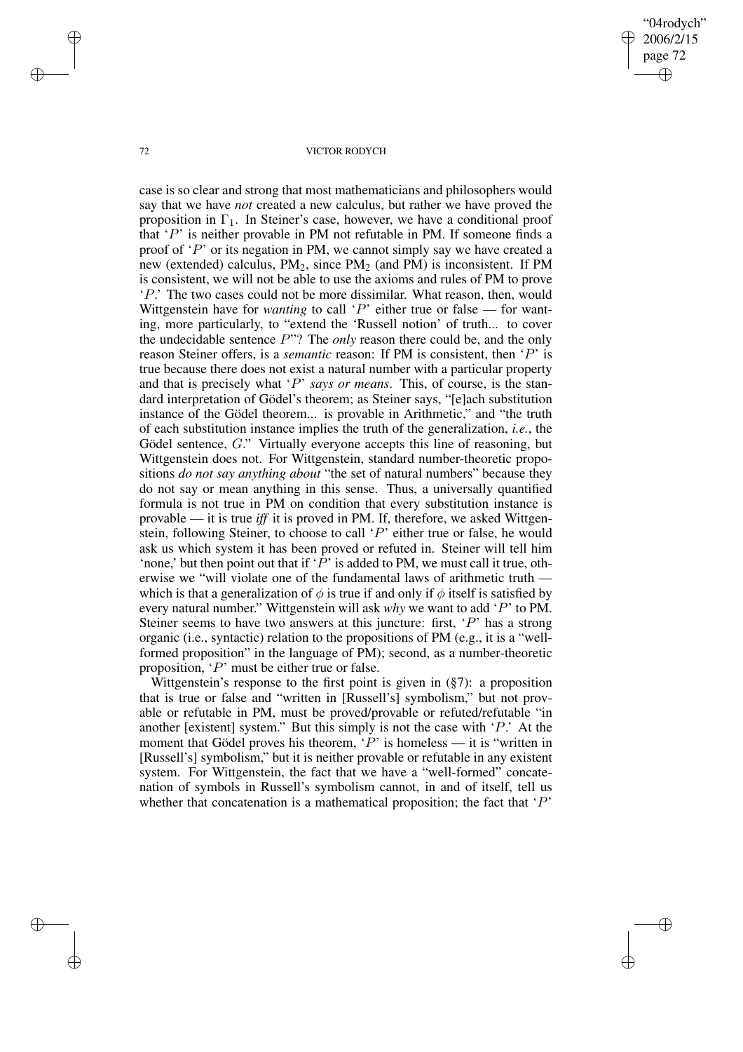case is so clear and strong that most mathematicians and philosophers would say that we have *not* created a new calculus, but rather we have proved the proposition in $\Gamma_1$. In Steiner's case, however, we have a conditional proof that '$P$' is neither provable in PM not refutable in PM. If someone finds a proof of '$P$' or its negation in PM, we cannot simply say we have created a new (extended) calculus, $PM_2$, since $PM_2$ (and PM) is inconsistent. If PM is consistent, we will not be able to use the axioms and rules of PM to prove '$P$.' The two cases could not be more dissimilar. What reason, then, would Wittgenstein have for *wanting* to call '$P$' either true or false — for wanting, more particularly, to "extend the 'Russell notion' of truth... to cover the undecidable sentence $P$"? The *only* reason there could be, and the only reason Steiner offers, is a *semantic* reason: If PM is consistent, then '$P$' is true because there does not exist a natural number with a particular property and that is precisely what '$P$' *says or means*. This, of course, is the standard interpretation of Gödel's theorem; as Steiner says, "[e]ach substitution instance of the Gödel theorem... is provable in Arithmetic," and "the truth of each substitution instance implies the truth of the generalization, *i.e.*, the Gödel sentence, $G$." Virtually everyone accepts this line of reasoning, but Wittgenstein does not. For Wittgenstein, standard number-theoretic propositions *do not say anything about* "the set of natural numbers" because they do not say or mean anything in this sense. Thus, a universally quantified formula is not true in PM on condition that every substitution instance is provable — it is true *iff* it is proved in PM. If, therefore, we asked Wittgenstein, following Steiner, to choose to call '$P$' either true or false, he would ask us which system it has been proved or refuted in. Steiner will tell him 'none,' but then point out that if '$P$' is added to PM, we must call it true, otherwise we "will violate one of the fundamental laws of arithmetic truth — which is that a generalization of $\phi$ is true if and only if $\phi$ itself is satisfied by every natural number." Wittgenstein will ask *why* we want to add '$P$' to PM. Steiner seems to have two answers at this juncture: first, '$P$' has a strong organic (i.e., syntactic) relation to the propositions of PM (e.g., it is a "well-formed proposition" in the language of PM); second, as a number-theoretic proposition, '$P$' must be either true or false.

Wittgenstein's response to the first point is given in (§7): a proposition that is true or false and "written in [Russell's] symbolism," but not provable or refutable in PM, must be proved/provable or refuted/refutable "in another [existent] system." But this simply is not the case with '$P$.' At the moment that Gödel proves his theorem, '$P$' is homeless — it is "written in [Russell's] symbolism," but it is neither provable or refutable in any existent system. For Wittgenstein, the fact that we have a "well-formed" concatenation of symbols in Russell's symbolism cannot, in and of itself, tell us whether that concatenation is a mathematical proposition; the fact that '$P$'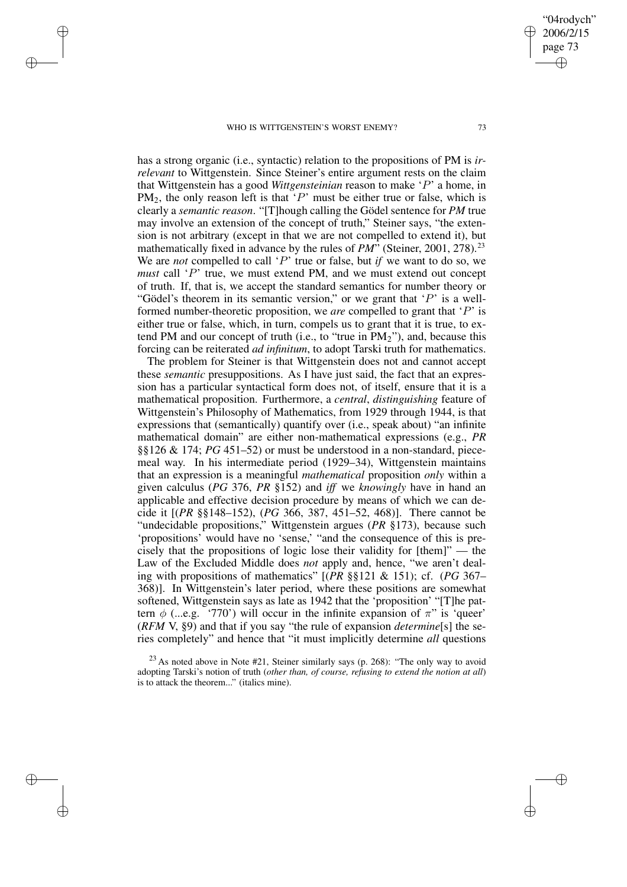has a strong organic (i.e., syntactic) relation to the propositions of PM is *irrelevant* to Wittgenstein. Since Steiner's entire argument rests on the claim that Wittgenstein has a good *Wittgensteinian* reason to make '$P$' a home, in $\mathrm{PM}_2$, the only reason left is that '$P$' must be either true or false, which is clearly a *semantic reason*. "[T]hough calling the Gödel sentence for *PM* true may involve an extension of the concept of truth," Steiner says, "the extension is not arbitrary (except in that we are not compelled to extend it), but mathematically fixed in advance by the rules of *PM*" (Steiner, 2001, 278).[23] We are *not* compelled to call '$P$' true or false, but *if* we want to do so, we *must* call '$P$' true, we must extend PM, and we must extend out concept of truth. If, that is, we accept the standard semantics for number theory or "Gödel's theorem in its semantic version," or we grant that '$P$' is a well-formed number-theoretic proposition, we *are* compelled to grant that '$P$' is either true or false, which, in turn, compels us to grant that it is true, to extend PM and our concept of truth (i.e., to "true in $\mathrm{PM}_2$"), and, because this forcing can be reiterated *ad infinitum*, to adopt Tarski truth for mathematics.

The problem for Steiner is that Wittgenstein does not and cannot accept these *semantic* presuppositions. As I have just said, the fact that an expression has a particular syntactical form does not, of itself, ensure that it is a mathematical proposition. Furthermore, a *central*, *distinguishing* feature of Wittgenstein's Philosophy of Mathematics, from 1929 through 1944, is that expressions that (semantically) quantify over (i.e., speak about) "an infinite mathematical domain" are either non-mathematical expressions (e.g., *PR* §§126 & 174; *PG* 451–52) or must be understood in a non-standard, piecemeal way. In his intermediate period (1929–34), Wittgenstein maintains that an expression is a meaningful *mathematical* proposition *only* within a given calculus (*PG* 376, *PR* §152) and *iff* we *knowingly* have in hand an applicable and effective decision procedure by means of which we can decide it [(*PR* §§148–152), (*PG* 366, 387, 451–52, 468)]. There cannot be "undecidable propositions," Wittgenstein argues (*PR* §173), because such 'propositions' would have no 'sense,' "and the consequence of this is precisely that the propositions of logic lose their validity for [them]" — the Law of the Excluded Middle does *not* apply and, hence, "we aren't dealing with propositions of mathematics" [(*PR* §§121 & 151); cf. (*PG* 367–368)]. In Wittgenstein's later period, where these positions are somewhat softened, Wittgenstein says as late as 1942 that the 'proposition' "[T]he pattern $\phi$ (...e.g. '770') will occur in the infinite expansion of $\pi$" is 'queer' (*RFM* V, §9) and that if you say "the rule of expansion *determine*[s] the series completely" and hence that "it must implicitly determine *all* questions

[23] As noted above in Note #21, Steiner similarly says (p. 268): "The only way to avoid adopting Tarski's notion of truth (*other than, of course, refusing to extend the notion at all*) is to attack the theorem..." (italics mine).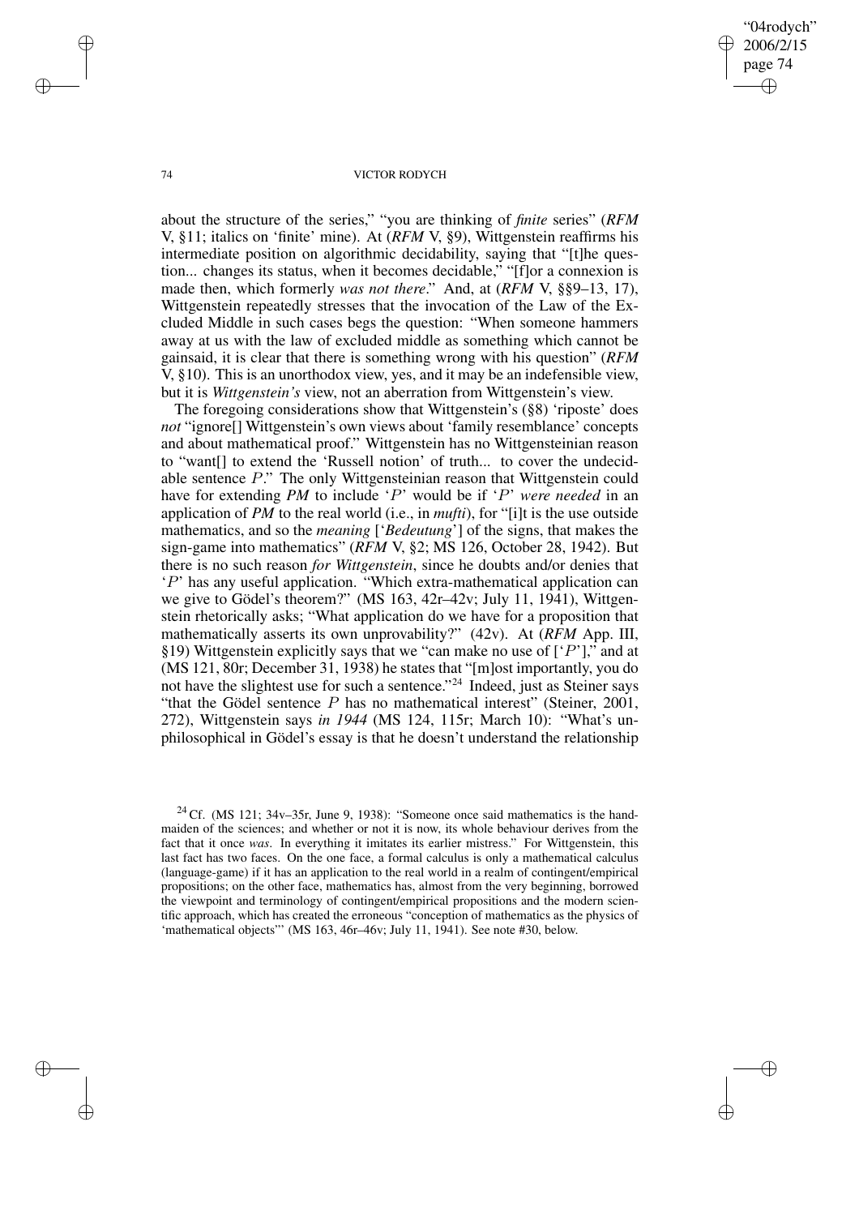about the structure of the series," "you are thinking of *finite* series" (*RFM* V, §11; italics on 'finite' mine). At (*RFM* V, §9), Wittgenstein reaffirms his intermediate position on algorithmic decidability, saying that "[t]he question... changes its status, when it becomes decidable," "[f]or a connexion is made then, which formerly *was not there*." And, at (*RFM* V, §§9–13, 17), Wittgenstein repeatedly stresses that the invocation of the Law of the Excluded Middle in such cases begs the question: "When someone hammers away at us with the law of excluded middle as something which cannot be gainsaid, it is clear that there is something wrong with his question" (*RFM* V, §10). This is an unorthodox view, yes, and it may be an indefensible view, but it is *Wittgenstein's* view, not an aberration from Wittgenstein's view.

The foregoing considerations show that Wittgenstein's (§8) 'riposte' does *not* "ignore[] Wittgenstein's own views about 'family resemblance' concepts and about mathematical proof." Wittgenstein has no Wittgensteinian reason to "want[] to extend the 'Russell notion' of truth... to cover the undecidable sentence $P$." The only Wittgensteinian reason that Wittgenstein could have for extending *PM* to include '$P$' would be if '$P$' *were needed* in an application of *PM* to the real world (i.e., in *mufti*), for "[i]t is the use outside mathematics, and so the *meaning* ['*Bedeutung*'] of the signs, that makes the sign-game into mathematics" (*RFM* V, §2; MS 126, October 28, 1942). But there is no such reason *for Wittgenstein*, since he doubts and/or denies that '$P$' has any useful application. "Which extra-mathematical application can we give to Gödel's theorem?" (MS 163, 42r–42v; July 11, 1941), Wittgenstein rhetorically asks; "What application do we have for a proposition that mathematically asserts its own unprovability?" (42v). At (*RFM* App. III, §19) Wittgenstein explicitly says that we "can make no use of ['$P$']," and at (MS 121, 80r; December 31, 1938) he states that "[m]ost importantly, you do not have the slightest use for such a sentence."[24] Indeed, just as Steiner says "that the Gödel sentence $P$ has no mathematical interest" (Steiner, 2001, 272), Wittgenstein says *in 1944* (MS 124, 115r; March 10): "What's unphilosophical in Gödel's essay is that he doesn't understand the relationship

[24] Cf. (MS 121; 34v–35r, June 9, 1938): "Someone once said mathematics is the handmaiden of the sciences; and whether or not it is now, its whole behaviour derives from the fact that it once *was*. In everything it imitates its earlier mistress." For Wittgenstein, this last fact has two faces. On the one face, a formal calculus is only a mathematical calculus (language-game) if it has an application to the real world in a realm of contingent/empirical propositions; on the other face, mathematics has, almost from the very beginning, borrowed the viewpoint and terminology of contingent/empirical propositions and the modern scientific approach, which has created the erroneous "conception of mathematics as the physics of 'mathematical objects'" (MS 163, 46r–46v; July 11, 1941). See note #30, below.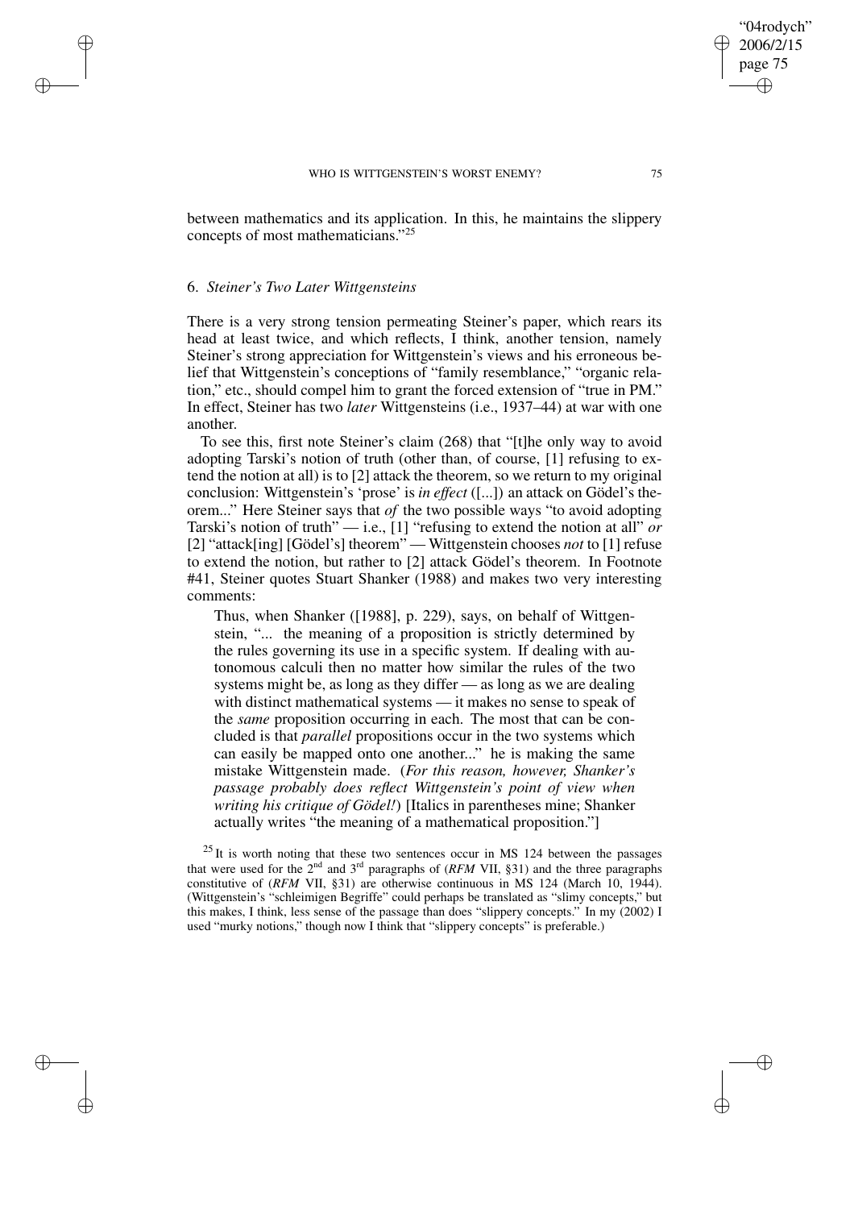between mathematics and its application. In this, he maintains the slippery concepts of most mathematicians."[25]

### 6. *Steiner's Two Later Wittgensteins*

There is a very strong tension permeating Steiner's paper, which rears its head at least twice, and which reflects, I think, another tension, namely Steiner's strong appreciation for Wittgenstein's views and his erroneous belief that Wittgenstein's conceptions of "family resemblance," "organic relation," etc., should compel him to grant the forced extension of "true in PM." In effect, Steiner has two *later* Wittgensteins (i.e., 1937–44) at war with one another.

To see this, first note Steiner's claim (268) that "[t]he only way to avoid adopting Tarski's notion of truth (other than, of course, [1] refusing to extend the notion at all) is to [2] attack the theorem, so we return to my original conclusion: Wittgenstein's 'prose' is *in effect* ([...]) an attack on Gödel's theorem..." Here Steiner says that *of* the two possible ways "to avoid adopting Tarski's notion of truth" — i.e., [1] "refusing to extend the notion at all" *or* [2] "attack[ing] [Gödel's] theorem" — Wittgenstein chooses *not* to [1] refuse to extend the notion, but rather to [2] attack Gödel's theorem. In Footnote #41, Steiner quotes Stuart Shanker (1988) and makes two very interesting comments:

> Thus, when Shanker ([1988], p. 229), says, on behalf of Wittgenstein, "... the meaning of a proposition is strictly determined by the rules governing its use in a specific system. If dealing with autonomous calculi then no matter how similar the rules of the two systems might be, as long as they differ — as long as we are dealing with distinct mathematical systems — it makes no sense to speak of the *same* proposition occurring in each. The most that can be concluded is that *parallel* propositions occur in the two systems which can easily be mapped onto one another..." he is making the same mistake Wittgenstein made. (*For this reason, however, Shanker's passage probably does reflect Wittgenstein's point of view when writing his critique of Gödel!*) [Italics in parentheses mine; Shanker actually writes "the meaning of a mathematical proposition."]

[25] It is worth noting that these two sentences occur in MS 124 between the passages that were used for the 2nd and 3rd paragraphs of (*RFM* VII, §31) and the three paragraphs constitutive of (*RFM* VII, §31) are otherwise continuous in MS 124 (March 10, 1944). (Wittgenstein's "schleimigen Begriffe" could perhaps be translated as "slimy concepts," but this makes, I think, less sense of the passage than does "slippery concepts." In my (2002) I used "murky notions," though now I think that "slippery concepts" is preferable.)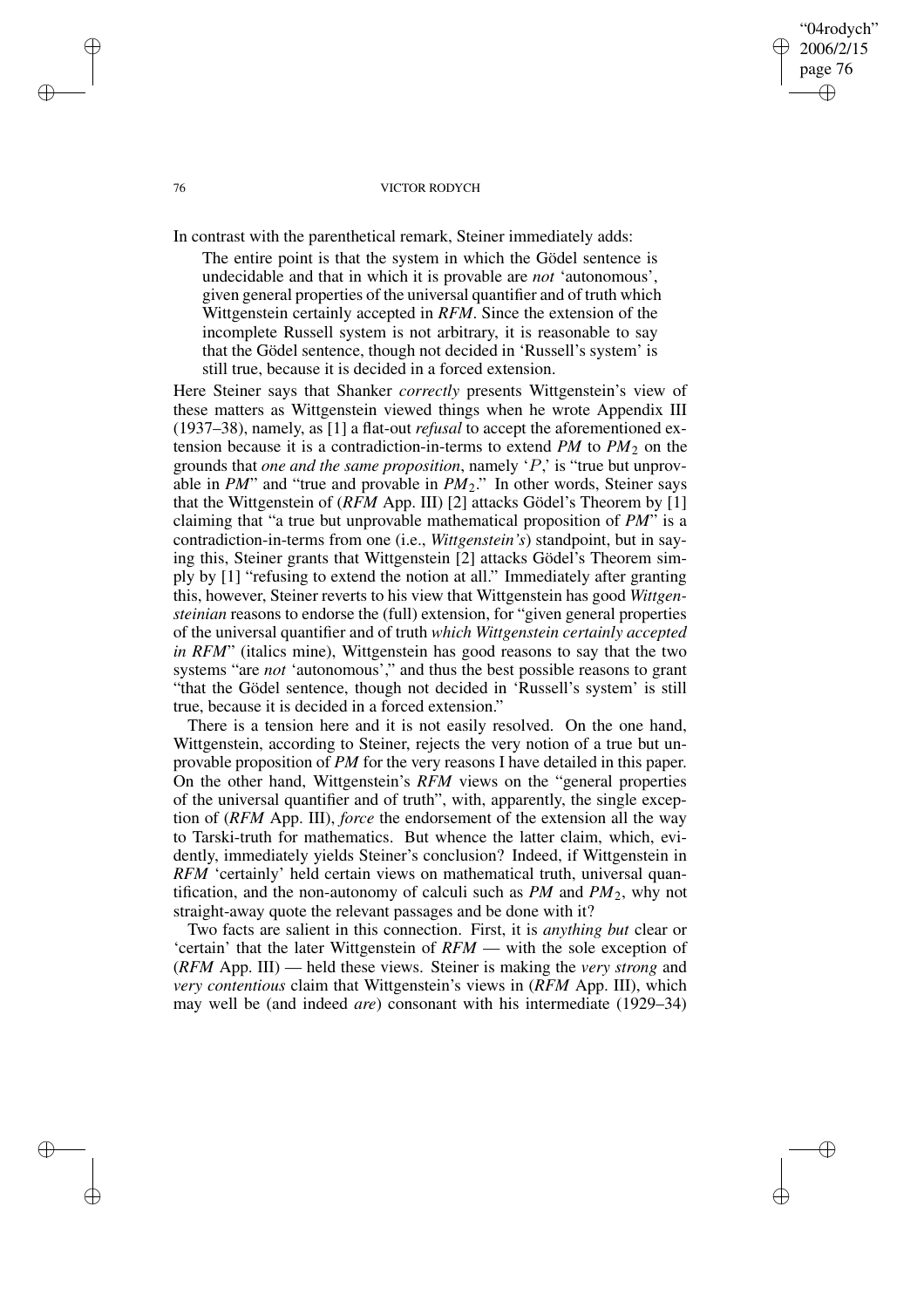In contrast with the parenthetical remark, Steiner immediately adds:

> The entire point is that the system in which the Gödel sentence is undecidable and that in which it is provable are *not* 'autonomous', given general properties of the universal quantifier and of truth which Wittgenstein certainly accepted in *RFM*. Since the extension of the incomplete Russell system is not arbitrary, it is reasonable to say that the Gödel sentence, though not decided in 'Russell's system' is still true, because it is decided in a forced extension.

Here Steiner says that Shanker *correctly* presents Wittgenstein's view of these matters as Wittgenstein viewed things when he wrote Appendix III (1937–38), namely, as [1] a flat-out *refusal* to accept the aforementioned extension because it is a contradiction-in-terms to extend *PM* to $PM_2$ on the grounds that *one and the same proposition*, namely '$P$,' is "true but unprovable in *PM*" and "true and provable in $PM_2$." In other words, Steiner says that the Wittgenstein of (*RFM* App. III) [2] attacks Gödel's Theorem by [1] claiming that "a true but unprovable mathematical proposition of *PM*" is a contradiction-in-terms from one (i.e., *Wittgenstein's*) standpoint, but in saying this, Steiner grants that Wittgenstein [2] attacks Gödel's Theorem simply by [1] "refusing to extend the notion at all." Immediately after granting this, however, Steiner reverts to his view that Wittgenstein has good *Wittgensteinian* reasons to endorse the (full) extension, for "given general properties of the universal quantifier and of truth *which Wittgenstein certainly accepted in RFM*" (italics mine), Wittgenstein has good reasons to say that the two systems "are *not* 'autonomous'," and thus the best possible reasons to grant "that the Gödel sentence, though not decided in 'Russell's system' is still true, because it is decided in a forced extension."

There is a tension here and it is not easily resolved. On the one hand, Wittgenstein, according to Steiner, rejects the very notion of a true but unprovable proposition of *PM* for the very reasons I have detailed in this paper. On the other hand, Wittgenstein's *RFM* views on the "general properties of the universal quantifier and of truth", with, apparently, the single exception of (*RFM* App. III), *force* the endorsement of the extension all the way to Tarski-truth for mathematics. But whence the latter claim, which, evidently, immediately yields Steiner's conclusion? Indeed, if Wittgenstein in *RFM* 'certainly' held certain views on mathematical truth, universal quantification, and the non-autonomy of calculi such as *PM* and $PM_2$, why not straight-away quote the relevant passages and be done with it?

Two facts are salient in this connection. First, it is *anything but* clear or 'certain' that the later Wittgenstein of *RFM* — with the sole exception of (*RFM* App. III) — held these views. Steiner is making the *very strong* and *very contentious* claim that Wittgenstein's views in (*RFM* App. III), which may well be (and indeed *are*) consonant with his intermediate (1929–34)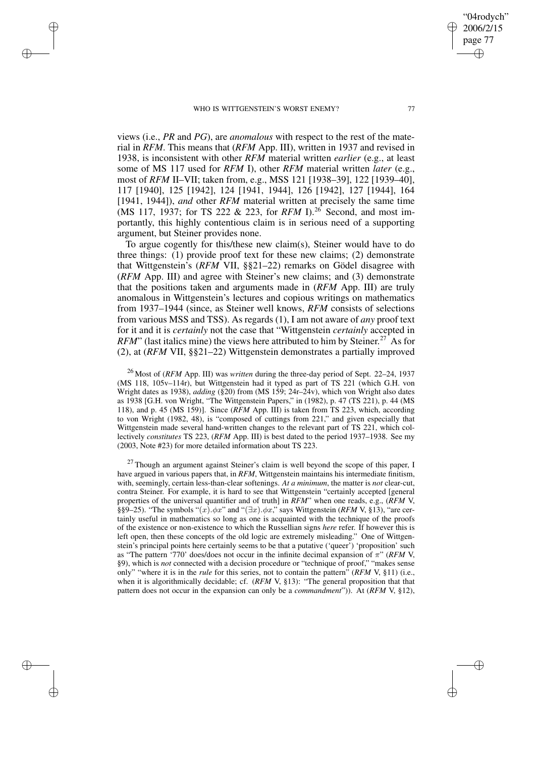views (i.e., *PR* and *PG*), are *anomalous* with respect to the rest of the material in *RFM*. This means that (*RFM* App. III), written in 1937 and revised in 1938, is inconsistent with other *RFM* material written *earlier* (e.g., at least some of MS 117 used for *RFM* I), other *RFM* material written *later* (e.g., most of *RFM* II–VII; taken from, e.g., MSS 121 [1938–39], 122 [1939–40], 117 [1940], 125 [1942], 124 [1941, 1944], 126 [1942], 127 [1944], 164 [1941, 1944]), *and* other *RFM* material written at precisely the same time (MS 117, 1937; for TS 222 & 223, for *RFM* I).[26] Second, and most importantly, this highly contentious claim is in serious need of a supporting argument, but Steiner provides none.

To argue cogently for this/these new claim(s), Steiner would have to do three things: (1) provide proof text for these new claims; (2) demonstrate that Wittgenstein's (*RFM* VII, §§21–22) remarks on Gödel disagree with (*RFM* App. III) and agree with Steiner's new claims; and (3) demonstrate that the positions taken and arguments made in (*RFM* App. III) are truly anomalous in Wittgenstein's lectures and copious writings on mathematics from 1937–1944 (since, as Steiner well knows, *RFM* consists of selections from various MSS and TSS). As regards (1), I am not aware of *any* proof text for it and it is *certainly* not the case that "Wittgenstein *certainly* accepted in *RFM*" (last italics mine) the views here attributed to him by Steiner.[27] As for (2), at (*RFM* VII, §§21–22) Wittgenstein demonstrates a partially improved

[26] Most of (*RFM* App. III) was *written* during the three-day period of Sept. 22–24, 1937 (MS 118, 105v–114r), but Wittgenstein had it typed as part of TS 221 (which G.H. von Wright dates as 1938), *adding* (§20) from (MS 159; 24r–24v), which von Wright also dates as 1938 [G.H. von Wright, "The Wittgenstein Papers," in (1982), p. 47 (TS 221), p. 44 (MS 118), and p. 45 (MS 159)]. Since (*RFM* App. III) is taken from TS 223, which, according to von Wright (1982, 48), is "composed of cuttings from 221," and given especially that Wittgenstein made several hand-written changes to the relevant part of TS 221, which collectively *constitutes* TS 223, (*RFM* App. III) is best dated to the period 1937–1938. See my (2003, Note #23) for more detailed information about TS 223.

[27] Though an argument against Steiner's claim is well beyond the scope of this paper, I have argued in various papers that, in *RFM*, Wittgenstein maintains his intermediate finitism, with, seemingly, certain less-than-clear softenings. *At a minimum*, the matter is *not* clear-cut, contra Steiner. For example, it is hard to see that Wittgenstein "certainly accepted [general properties of the universal quantifier and of truth] in *RFM*" when one reads, e.g., (*RFM* V, §§9–25). "The symbols "$(x).\phi x$" and "$(\exists x).\phi x$," says Wittgenstein (*RFM* V, §13), "are certainly useful in mathematics so long as one is acquainted with the technique of the proofs of the existence or non-existence to which the Russellian signs *here* refer. If however this is left open, then these concepts of the old logic are extremely misleading." One of Wittgenstein's principal points here certainly seems to be that a putative ('queer') 'proposition' such as "The pattern '770' does/does not occur in the infinite decimal expansion of $\pi$" (*RFM* V, §9), which is *not* connected with a decision procedure or "technique of proof," "makes sense only" "where it is in the *rule* for this series, not to contain the pattern" (*RFM* V, §11) (i.e., when it is algorithmically decidable; cf. (*RFM* V, §13): "The general proposition that that pattern does not occur in the expansion can only be a *commandment*")). At (*RFM* V, §12),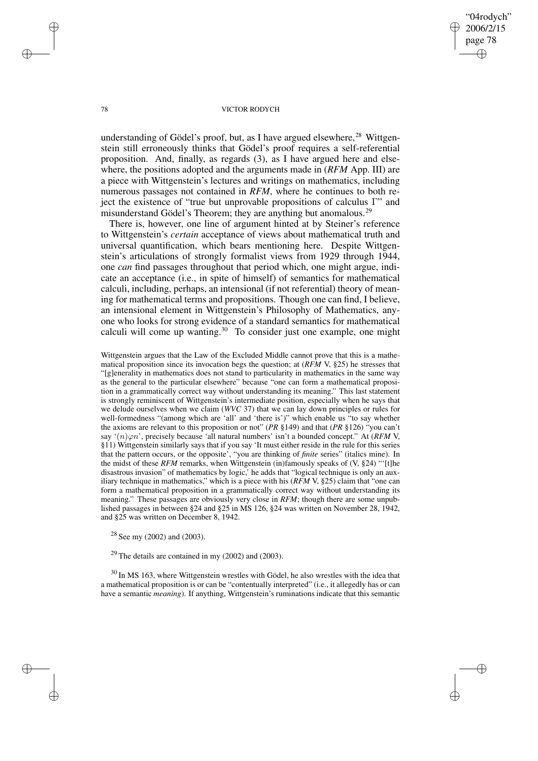understanding of Gödel's proof, but, as I have argued elsewhere,[28] Wittgenstein still erroneously thinks that Gödel's proof requires a self-referential proposition. And, finally, as regards (3), as I have argued here and elsewhere, the positions adopted and the arguments made in (*RFM* App. III) are a piece with Wittgenstein's lectures and writings on mathematics, including numerous passages not contained in *RFM*, where he continues to both reject the existence of "true but unprovable propositions of calculus Γ" and misunderstand Gödel's Theorem; they are anything but anomalous.[29]

There is, however, one line of argument hinted at by Steiner's reference to Wittgenstein's *certain* acceptance of views about mathematical truth and universal quantification, which bears mentioning here. Despite Wittgenstein's articulations of strongly formalist views from 1929 through 1944, one *can* find passages throughout that period which, one might argue, indicate an acceptance (i.e., in spite of himself) of semantics for mathematical calculi, including, perhaps, an intensional (if not referential) theory of meaning for mathematical terms and propositions. Though one can find, I believe, an intensional element in Wittgenstein's Philosophy of Mathematics, anyone who looks for strong evidence of a standard semantics for mathematical calculi will come up wanting.[30] To consider just one example, one might

Wittgenstein argues that the Law of the Excluded Middle cannot prove that this is a mathematical proposition since its invocation begs the question; at (*RFM* V, §25) he stresses that "[g]enerality in mathematics does not stand to particularity in mathematics in the same way as the general to the particular elsewhere" because "one can form a mathematical proposition in a grammatically correct way without understanding its meaning." This last statement is strongly reminiscent of Wittgenstein's intermediate position, especially when he says that we delude ourselves when we claim (*WVC* 37) that we can lay down principles or rules for well-formedness "(among which are 'all' and 'there is')" which enable us "to say whether the axioms are relevant to this proposition or not" (*PR* §149) and that (*PR* §126) "you can't say '$(n)\varphi n$', precisely because 'all natural numbers' isn't a bounded concept." At (*RFM* V, §11) Wittgenstein similarly says that if you say 'It must either reside in the rule for this series that the pattern occurs, or the opposite', "you are thinking of *finite* series" (italics mine). In the midst of these *RFM* remarks, when Wittgenstein (in)famously speaks of (V, §24) "'[t]he disastrous invasion" of mathematics by logic,' he adds that "logical technique is only an auxiliary technique in mathematics," which is a piece with his (*RFM* V, §25) claim that "one can form a mathematical proposition in a grammatically correct way without understanding its meaning." These passages are obviously very close in *RFM*; though there are some unpublished passages in between §24 and §25 in MS 126, §24 was written on November 28, 1942, and §25 was written on December 8, 1942.

[28] See my (2002) and (2003).

[29] The details are contained in my (2002) and (2003).

[30] In MS 163, where Wittgenstein wrestles with Gödel, he also wrestles with the idea that a mathematical proposition is or can be "contentually interpreted" (i.e., it allegedly has or can have a semantic *meaning*). If anything, Wittgenstein's ruminations indicate that this semantic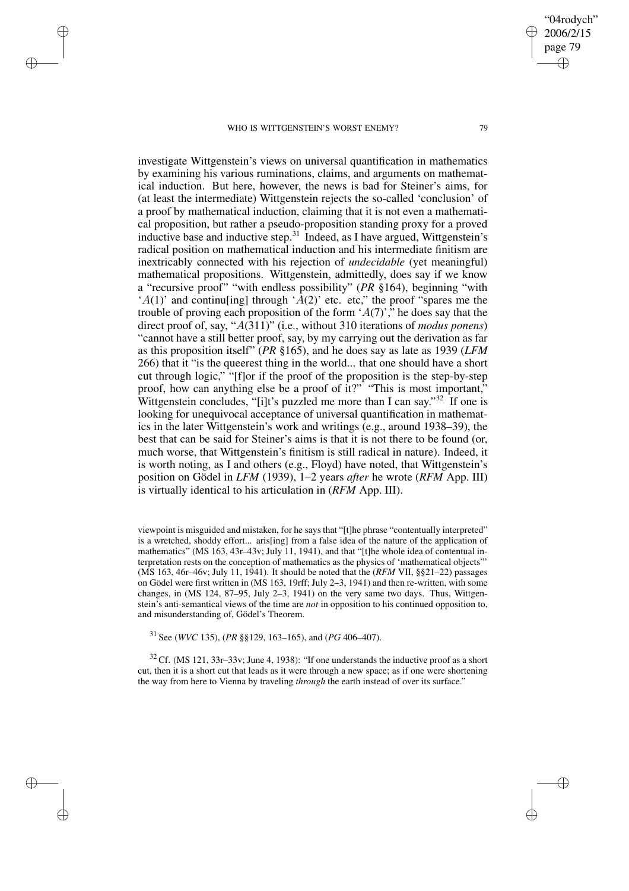investigate Wittgenstein's views on universal quantification in mathematics by examining his various ruminations, claims, and arguments on mathematical induction. But here, however, the news is bad for Steiner's aims, for (at least the intermediate) Wittgenstein rejects the so-called 'conclusion' of a proof by mathematical induction, claiming that it is not even a mathematical proposition, but rather a pseudo-proposition standing proxy for a proved inductive base and inductive step.[31] Indeed, as I have argued, Wittgenstein's radical position on mathematical induction and his intermediate finitism are inextricably connected with his rejection of *undecidable* (yet meaningful) mathematical propositions. Wittgenstein, admittedly, does say if we know a "recursive proof" "with endless possibility" (*PR* §164), beginning "with '$A(1)$' and continu[ing] through '$A(2)$' etc. etc," the proof "spares me the trouble of proving each proposition of the form '$A(7)$'," he does say that the direct proof of, say, "$A(311)$" (i.e., without 310 iterations of *modus ponens*) "cannot have a still better proof, say, by my carrying out the derivation as far as this proposition itself" (*PR* §165), and he does say as late as 1939 (*LFM* 266) that it "is the queerest thing in the world... that one should have a short cut through logic," "[f]or if the proof of the proposition is the step-by-step proof, how can anything else be a proof of it?" "This is most important," Wittgenstein concludes, "[i]t's puzzled me more than I can say."[32] If one is looking for unequivocal acceptance of universal quantification in mathematics in the later Wittgenstein's work and writings (e.g., around 1938–39), the best that can be said for Steiner's aims is that it is not there to be found (or, much worse, that Wittgenstein's finitism is still radical in nature). Indeed, it is worth noting, as I and others (e.g., Floyd) have noted, that Wittgenstein's position on Gödel in *LFM* (1939), 1–2 years *after* he wrote (*RFM* App. III) is virtually identical to his articulation in (*RFM* App. III).

viewpoint is misguided and mistaken, for he says that "[t]he phrase "contentually interpreted" is a wretched, shoddy effort... aris[ing] from a false idea of the nature of the application of mathematics" (MS 163, 43r–43v; July 11, 1941), and that "[t]he whole idea of contentual interpretation rests on the conception of mathematics as the physics of 'mathematical objects"' (MS 163, 46r–46v; July 11, 1941). It should be noted that the (*RFM* VII, §§21–22) passages on Gödel were first written in (MS 163, 19rff; July 2–3, 1941) and then re-written, with some changes, in (MS 124, 87–95, July 2–3, 1941) on the very same two days. Thus, Wittgenstein's anti-semantical views of the time are *not* in opposition to his continued opposition to, and misunderstanding of, Gödel's Theorem.

[31] See (*WVC* 135), (*PR* §§129, 163–165), and (*PG* 406–407).

[32] Cf. (MS 121, 33r–33v; June 4, 1938): "If one understands the inductive proof as a short cut, then it is a short cut that leads as it were through a new space; as if one were shortening the way from here to Vienna by traveling *through* the earth instead of over its surface."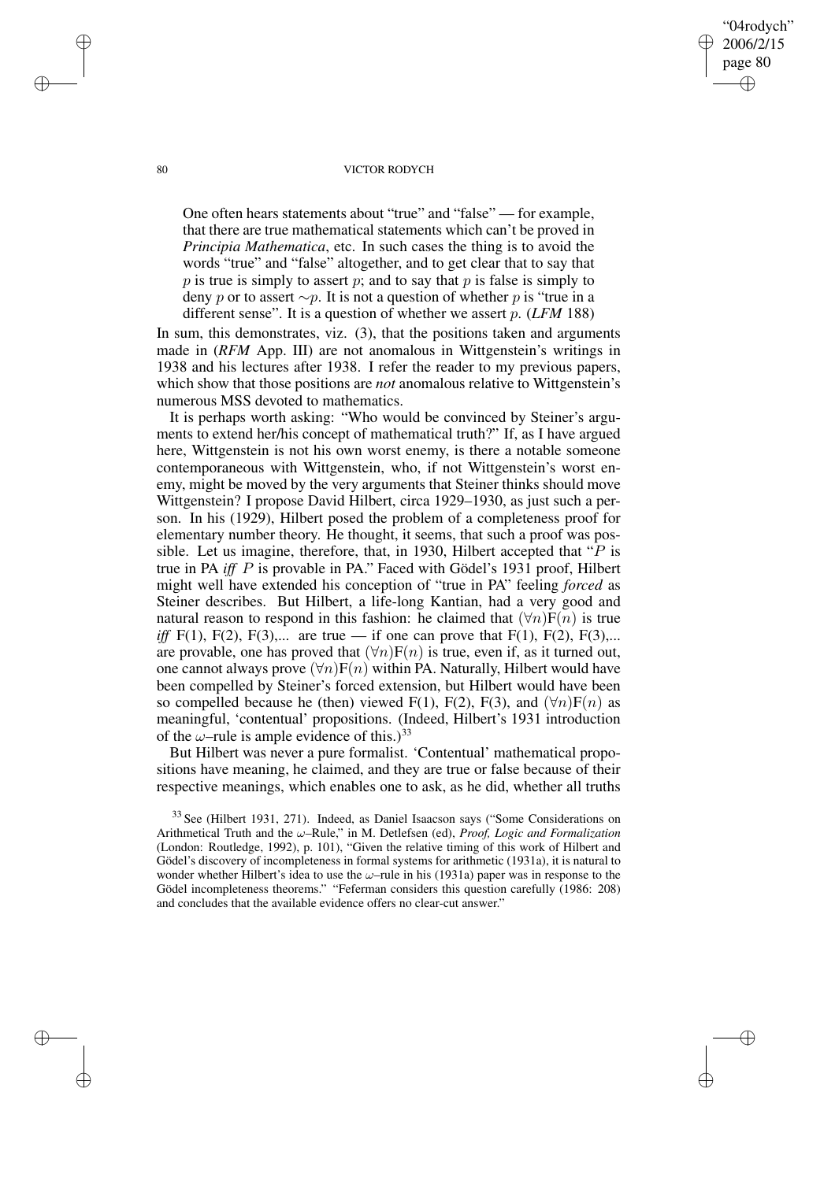> One often hears statements about "true" and "false" — for example, that there are true mathematical statements which can't be proved in *Principia Mathematica*, etc. In such cases the thing is to avoid the words "true" and "false" altogether, and to get clear that to say that $p$ is true is simply to assert $p$; and to say that $p$ is false is simply to deny $p$ or to assert $\sim p$. It is not a question of whether $p$ is "true in a different sense". It is a question of whether we assert $p$. (*LFM* 188)

In sum, this demonstrates, viz. (3), that the positions taken and arguments made in (*RFM* App. III) are not anomalous in Wittgenstein's writings in 1938 and his lectures after 1938. I refer the reader to my previous papers, which show that those positions are *not* anomalous relative to Wittgenstein's numerous MSS devoted to mathematics.

It is perhaps worth asking: "Who would be convinced by Steiner's arguments to extend her/his concept of mathematical truth?" If, as I have argued here, Wittgenstein is not his own worst enemy, is there a notable someone contemporaneous with Wittgenstein, who, if not Wittgenstein's worst enemy, might be moved by the very arguments that Steiner thinks should move Wittgenstein? I propose David Hilbert, circa 1929–1930, as just such a person. In his (1929), Hilbert posed the problem of a completeness proof for elementary number theory. He thought, it seems, that such a proof was possible. Let us imagine, therefore, that, in 1930, Hilbert accepted that "$P$ is true in PA *iff* $P$ is provable in PA." Faced with Gödel's 1931 proof, Hilbert might well have extended his conception of "true in PA" feeling *forced* as Steiner describes. But Hilbert, a life-long Kantian, had a very good and natural reason to respond in this fashion: he claimed that $(\forall n)\mathrm{F}(n)$ is true *iff* F(1), F(2), F(3),... are true — if one can prove that F(1), F(2), F(3),... are provable, one has proved that $(\forall n)\mathrm{F}(n)$ is true, even if, as it turned out, one cannot always prove $(\forall n)\mathrm{F}(n)$ within PA. Naturally, Hilbert would have been compelled by Steiner's forced extension, but Hilbert would have been so compelled because he (then) viewed F(1), F(2), F(3), and $(\forall n)\mathrm{F}(n)$ as meaningful, 'contentual' propositions. (Indeed, Hilbert's 1931 introduction of the $\omega$–rule is ample evidence of this.)[33]

But Hilbert was never a pure formalist. 'Contentual' mathematical propositions have meaning, he claimed, and they are true or false because of their respective meanings, which enables one to ask, as he did, whether all truths

[33] See (Hilbert 1931, 271). Indeed, as Daniel Isaacson says ("Some Considerations on Arithmetical Truth and the $\omega$–Rule," in M. Detlefsen (ed), *Proof, Logic and Formalization* (London: Routledge, 1992), p. 101), "Given the relative timing of this work of Hilbert and Gödel's discovery of incompleteness in formal systems for arithmetic (1931a), it is natural to wonder whether Hilbert's idea to use the $\omega$–rule in his (1931a) paper was in response to the Gödel incompleteness theorems." "Feferman considers this question carefully (1986: 208) and concludes that the available evidence offers no clear-cut answer."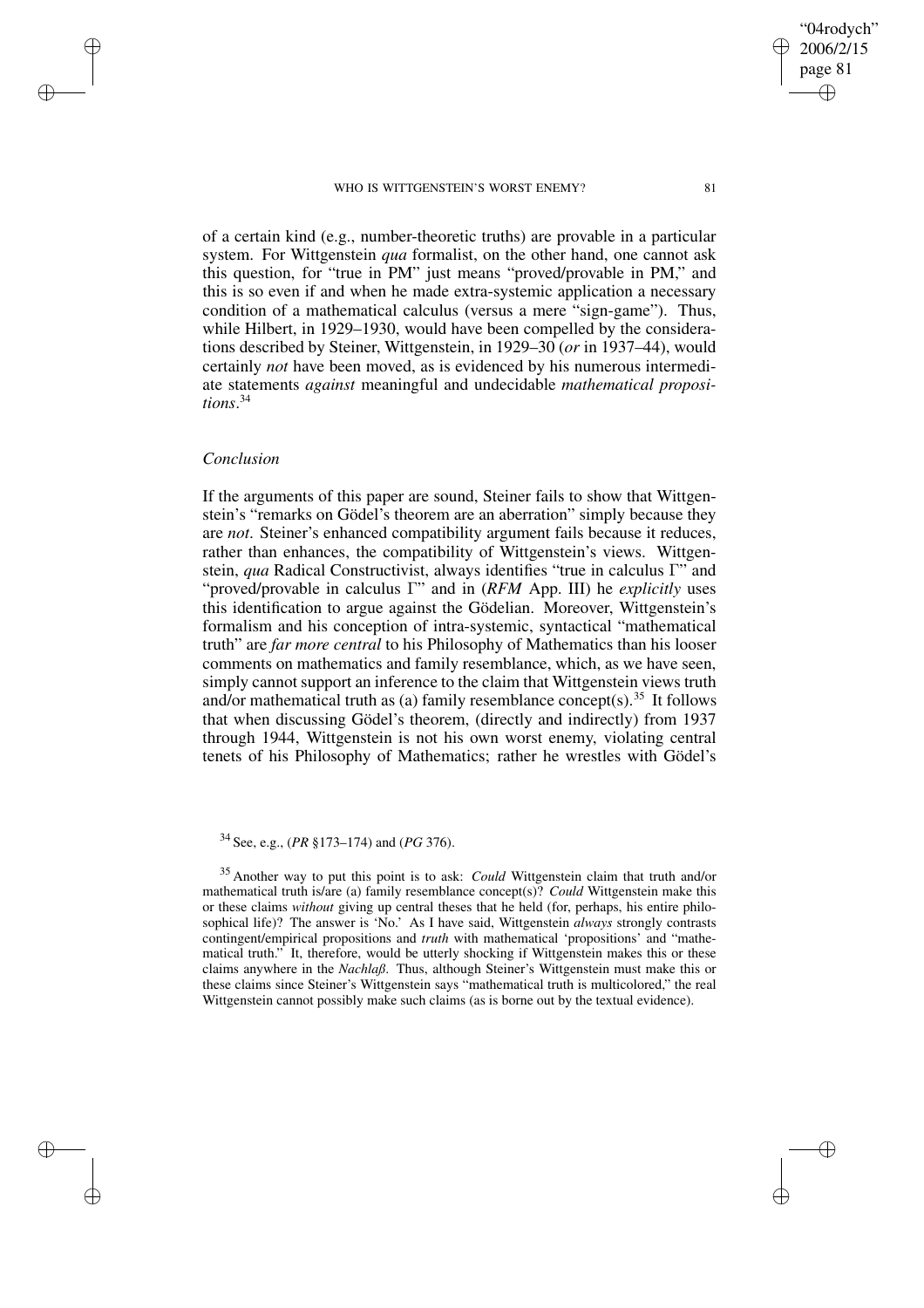of a certain kind (e.g., number-theoretic truths) are provable in a particular system. For Wittgenstein *qua* formalist, on the other hand, one cannot ask this question, for "true in PM" just means "proved/provable in PM," and this is so even if and when he made extra-systemic application a necessary condition of a mathematical calculus (versus a mere "sign-game"). Thus, while Hilbert, in 1929–1930, would have been compelled by the considerations described by Steiner, Wittgenstein, in 1929–30 (*or* in 1937–44), would certainly *not* have been moved, as is evidenced by his numerous intermediate statements *against* meaningful and undecidable *mathematical propositions*.[34]

## *Conclusion*

If the arguments of this paper are sound, Steiner fails to show that Wittgenstein's "remarks on Gödel's theorem are an aberration" simply because they are *not*. Steiner's enhanced compatibility argument fails because it reduces, rather than enhances, the compatibility of Wittgenstein's views. Wittgenstein, *qua* Radical Constructivist, always identifies "true in calculus Γ" and "proved/provable in calculus Γ" and in (*RFM* App. III) he *explicitly* uses this identification to argue against the Gödelian. Moreover, Wittgenstein's formalism and his conception of intra-systemic, syntactical "mathematical truth" are *far more central* to his Philosophy of Mathematics than his looser comments on mathematics and family resemblance, which, as we have seen, simply cannot support an inference to the claim that Wittgenstein views truth and/or mathematical truth as (a) family resemblance concept(s).[35] It follows that when discussing Gödel's theorem, (directly and indirectly) from 1937 through 1944, Wittgenstein is not his own worst enemy, violating central tenets of his Philosophy of Mathematics; rather he wrestles with Gödel's

[34] See, e.g., (*PR* §173–174) and (*PG* 376).

[35] Another way to put this point is to ask: *Could* Wittgenstein claim that truth and/or mathematical truth is/are (a) family resemblance concept(s)? *Could* Wittgenstein make this or these claims *without* giving up central theses that he held (for, perhaps, his entire philosophical life)? The answer is 'No.' As I have said, Wittgenstein *always* strongly contrasts contingent/empirical propositions and *truth* with mathematical 'propositions' and "mathematical truth." It, therefore, would be utterly shocking if Wittgenstein makes this or these claims anywhere in the *Nachlaß*. Thus, although Steiner's Wittgenstein must make this or these claims since Steiner's Wittgenstein says "mathematical truth is multicolored," the real Wittgenstein cannot possibly make such claims (as is borne out by the textual evidence).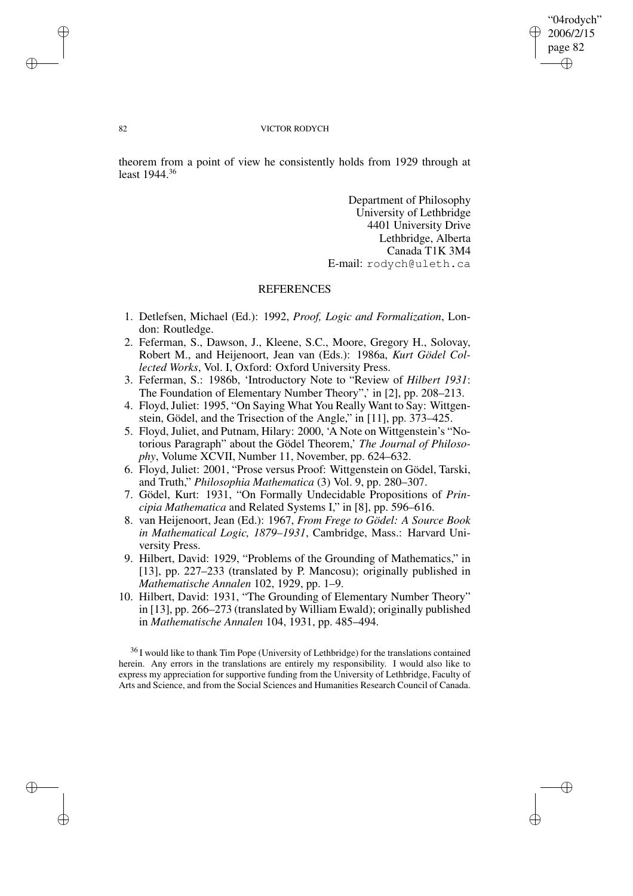theorem from a point of view he consistently holds from 1929 through at least 1944.[36]

Department of Philosophy
University of Lethbridge
4401 University Drive
Lethbridge, Alberta
Canada T1K 3M4
E-mail: rodych@uleth.ca

## REFERENCES

1. Detlefsen, Michael (Ed.): 1992, *Proof, Logic and Formalization*, London: Routledge.
2. Feferman, S., Dawson, J., Kleene, S.C., Moore, Gregory H., Solovay, Robert M., and Heijenoort, Jean van (Eds.): 1986a, *Kurt Gödel Collected Works*, Vol. I, Oxford: Oxford University Press.
3. Feferman, S.: 1986b, 'Introductory Note to "Review of *Hilbert 1931*: The Foundation of Elementary Number Theory",' in [2], pp. 208–213.
4. Floyd, Juliet: 1995, "On Saying What You Really Want to Say: Wittgenstein, Gödel, and the Trisection of the Angle," in [11], pp. 373–425.
5. Floyd, Juliet, and Putnam, Hilary: 2000, 'A Note on Wittgenstein's "Notorious Paragraph" about the Gödel Theorem,' *The Journal of Philosophy*, Volume XCVII, Number 11, November, pp. 624–632.
6. Floyd, Juliet: 2001, "Prose versus Proof: Wittgenstein on Gödel, Tarski, and Truth," *Philosophia Mathematica* (3) Vol. 9, pp. 280–307.
7. Gödel, Kurt: 1931, "On Formally Undecidable Propositions of *Principia Mathematica* and Related Systems I," in [8], pp. 596–616.
8. van Heijenoort, Jean (Ed.): 1967, *From Frege to Gödel: A Source Book in Mathematical Logic, 1879–1931*, Cambridge, Mass.: Harvard University Press.
9. Hilbert, David: 1929, "Problems of the Grounding of Mathematics," in [13], pp. 227–233 (translated by P. Mancosu); originally published in *Mathematische Annalen* 102, 1929, pp. 1–9.
10. Hilbert, David: 1931, "The Grounding of Elementary Number Theory" in [13], pp. 266–273 (translated by William Ewald); originally published in *Mathematische Annalen* 104, 1931, pp. 485–494.

[36] I would like to thank Tim Pope (University of Lethbridge) for the translations contained herein. Any errors in the translations are entirely my responsibility. I would also like to express my appreciation for supportive funding from the University of Lethbridge, Faculty of Arts and Science, and from the Social Sciences and Humanities Research Council of Canada.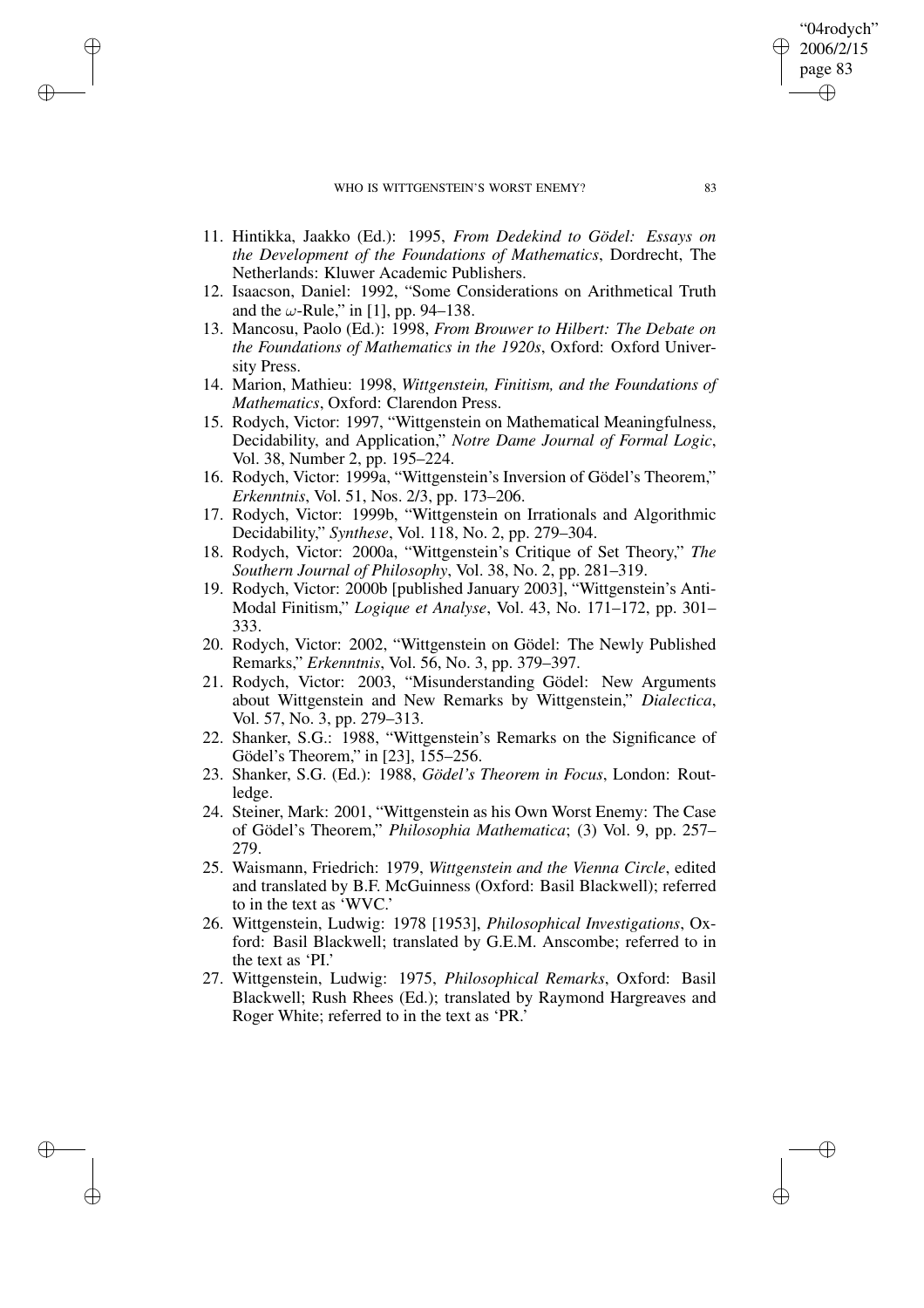11. Hintikka, Jaakko (Ed.): 1995, *From Dedekind to Gödel: Essays on the Development of the Foundations of Mathematics*, Dordrecht, The Netherlands: Kluwer Academic Publishers.
12. Isaacson, Daniel: 1992, "Some Considerations on Arithmetical Truth and the $\omega$-Rule," in [1], pp. 94–138.
13. Mancosu, Paolo (Ed.): 1998, *From Brouwer to Hilbert: The Debate on the Foundations of Mathematics in the 1920s*, Oxford: Oxford University Press.
14. Marion, Mathieu: 1998, *Wittgenstein, Finitism, and the Foundations of Mathematics*, Oxford: Clarendon Press.
15. Rodych, Victor: 1997, "Wittgenstein on Mathematical Meaningfulness, Decidability, and Application," *Notre Dame Journal of Formal Logic*, Vol. 38, Number 2, pp. 195–224.
16. Rodych, Victor: 1999a, "Wittgenstein's Inversion of Gödel's Theorem," *Erkenntnis*, Vol. 51, Nos. 2/3, pp. 173–206.
17. Rodych, Victor: 1999b, "Wittgenstein on Irrationals and Algorithmic Decidability," *Synthese*, Vol. 118, No. 2, pp. 279–304.
18. Rodych, Victor: 2000a, "Wittgenstein's Critique of Set Theory," *The Southern Journal of Philosophy*, Vol. 38, No. 2, pp. 281–319.
19. Rodych, Victor: 2000b [published January 2003], "Wittgenstein's Anti-Modal Finitism," *Logique et Analyse*, Vol. 43, No. 171–172, pp. 301–333.
20. Rodych, Victor: 2002, "Wittgenstein on Gödel: The Newly Published Remarks," *Erkenntnis*, Vol. 56, No. 3, pp. 379–397.
21. Rodych, Victor: 2003, "Misunderstanding Gödel: New Arguments about Wittgenstein and New Remarks by Wittgenstein," *Dialectica*, Vol. 57, No. 3, pp. 279–313.
22. Shanker, S.G.: 1988, "Wittgenstein's Remarks on the Significance of Gödel's Theorem," in [23], 155–256.
23. Shanker, S.G. (Ed.): 1988, *Gödel's Theorem in Focus*, London: Routledge.
24. Steiner, Mark: 2001, "Wittgenstein as his Own Worst Enemy: The Case of Gödel's Theorem," *Philosophia Mathematica*; (3) Vol. 9, pp. 257–279.
25. Waismann, Friedrich: 1979, *Wittgenstein and the Vienna Circle*, edited and translated by B.F. McGuinness (Oxford: Basil Blackwell); referred to in the text as 'WVC.'
26. Wittgenstein, Ludwig: 1978 [1953], *Philosophical Investigations*, Oxford: Basil Blackwell; translated by G.E.M. Anscombe; referred to in the text as 'PI.'
27. Wittgenstein, Ludwig: 1975, *Philosophical Remarks*, Oxford: Basil Blackwell; Rush Rhees (Ed.); translated by Raymond Hargreaves and Roger White; referred to in the text as 'PR.'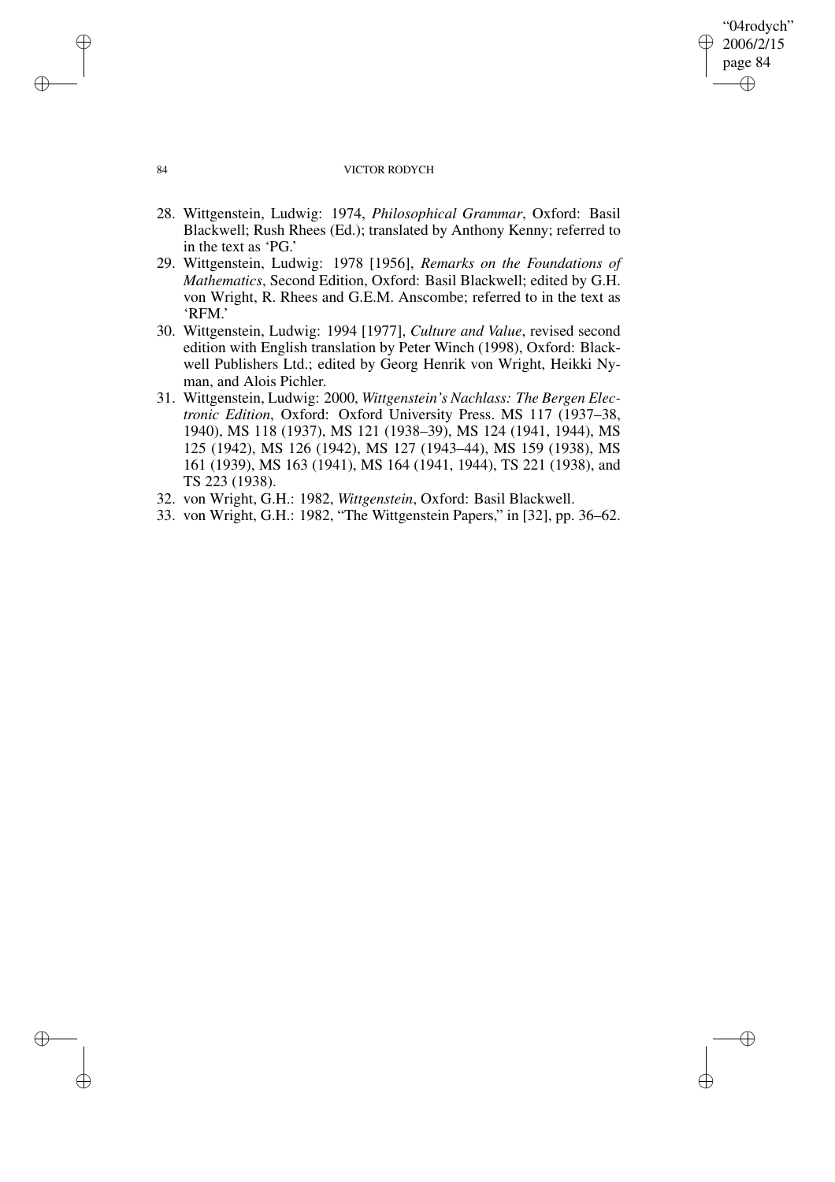28. Wittgenstein, Ludwig: 1974, *Philosophical Grammar*, Oxford: Basil Blackwell; Rush Rhees (Ed.); translated by Anthony Kenny; referred to in the text as 'PG.'
29. Wittgenstein, Ludwig: 1978 [1956], *Remarks on the Foundations of Mathematics*, Second Edition, Oxford: Basil Blackwell; edited by G.H. von Wright, R. Rhees and G.E.M. Anscombe; referred to in the text as 'RFM.'
30. Wittgenstein, Ludwig: 1994 [1977], *Culture and Value*, revised second edition with English translation by Peter Winch (1998), Oxford: Blackwell Publishers Ltd.; edited by Georg Henrik von Wright, Heikki Nyman, and Alois Pichler.
31. Wittgenstein, Ludwig: 2000, *Wittgenstein's Nachlass: The Bergen Electronic Edition*, Oxford: Oxford University Press. MS 117 (1937–38, 1940), MS 118 (1937), MS 121 (1938–39), MS 124 (1941, 1944), MS 125 (1942), MS 126 (1942), MS 127 (1943–44), MS 159 (1938), MS 161 (1939), MS 163 (1941), MS 164 (1941, 1944), TS 221 (1938), and TS 223 (1938).
32. von Wright, G.H.: 1982, *Wittgenstein*, Oxford: Basil Blackwell.
33. von Wright, G.H.: 1982, "The Wittgenstein Papers," in [32], pp. 36–62.